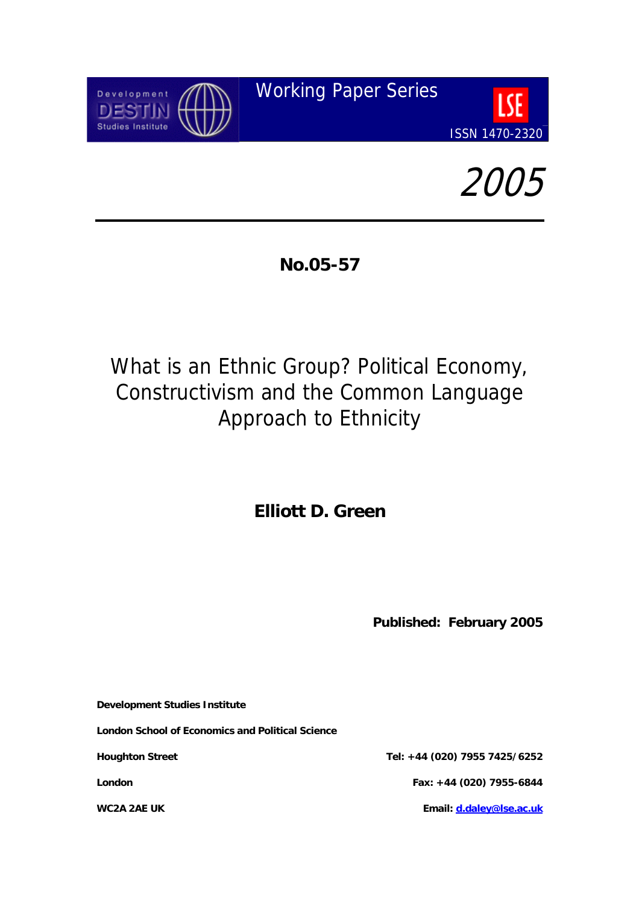Development DESTIN Studies Institute

Working Paper Series

LSE

ISSN 1470-2320

*2005*

---

**No.05-57**

# What is an Ethnic Group? Political Economy, Constructivism and the Common Language Approach to Ethnicity

**Elliott D. Green**

**Published: February 2005**

**Development Studies Institute**

**London School of Economics and Political Science**

**Houghton Street**

**London**

**WC2A 2AE UK**

**Tel: +44 (020) 7955 7425/6252**

**Fax: +44 (020) 7955-6844**

**Email: d.daley@lse.ac.uk**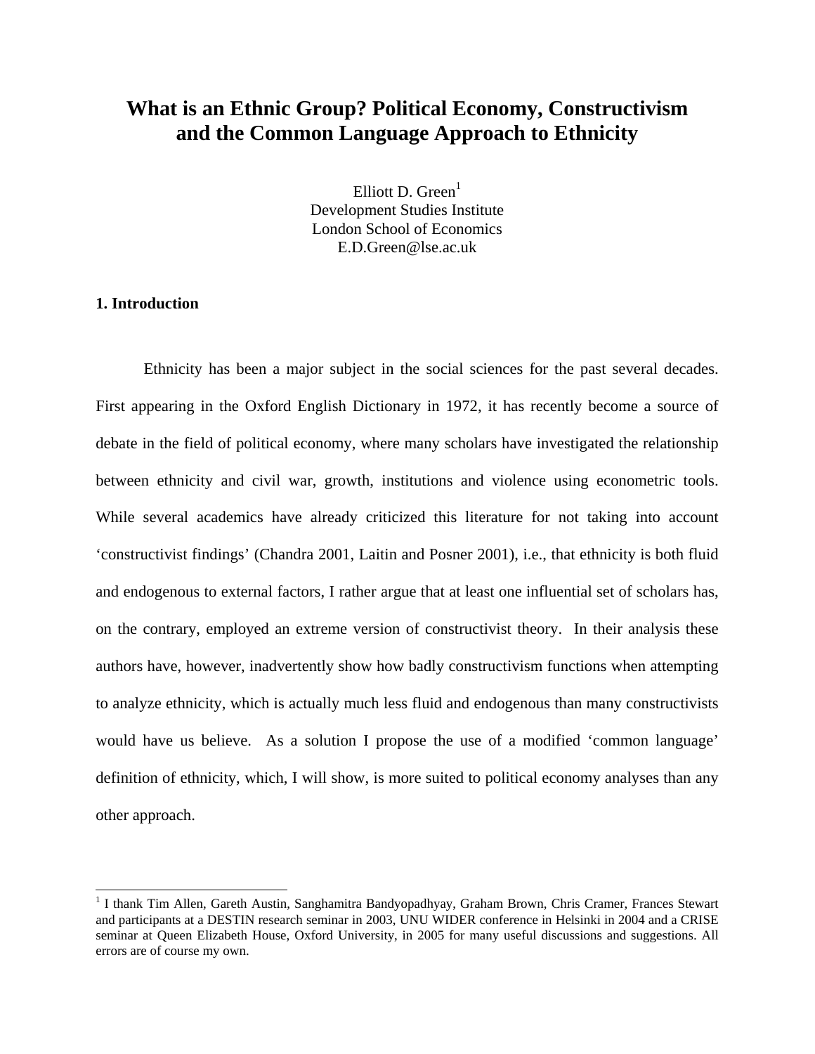# What is an Ethnic Group? Political Economy, Constructivism and the Common Language Approach to Ethnicity

Elliott D. Green[1]
Development Studies Institute
London School of Economics
E.D.Green@lse.ac.uk

## 1. Introduction

Ethnicity has been a major subject in the social sciences for the past several decades. First appearing in the Oxford English Dictionary in 1972, it has recently become a source of debate in the field of political economy, where many scholars have investigated the relationship between ethnicity and civil war, growth, institutions and violence using econometric tools. While several academics have already criticized this literature for not taking into account 'constructivist findings' (Chandra 2001, Laitin and Posner 2001), i.e., that ethnicity is both fluid and endogenous to external factors, I rather argue that at least one influential set of scholars has, on the contrary, employed an extreme version of constructivist theory. In their analysis these authors have, however, inadvertently show how badly constructivism functions when attempting to analyze ethnicity, which is actually much less fluid and endogenous than many constructivists would have us believe. As a solution I propose the use of a modified 'common language' definition of ethnicity, which, I will show, is more suited to political economy analyses than any other approach.

[1] I thank Tim Allen, Gareth Austin, Sanghamitra Bandyopadhyay, Graham Brown, Chris Cramer, Frances Stewart and participants at a DESTIN research seminar in 2003, UNU WIDER conference in Helsinki in 2004 and a CRISE seminar at Queen Elizabeth House, Oxford University, in 2005 for many useful discussions and suggestions. All errors are of course my own.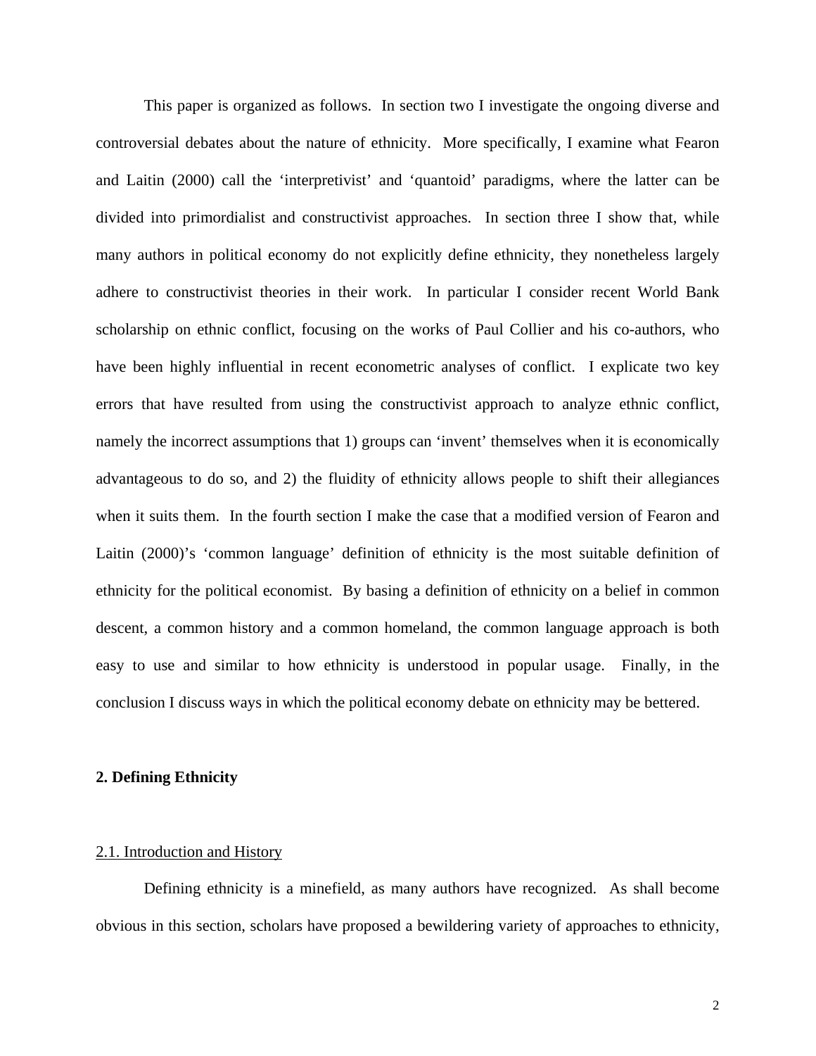This paper is organized as follows. In section two I investigate the ongoing diverse and controversial debates about the nature of ethnicity. More specifically, I examine what Fearon and Laitin (2000) call the 'interpretivist' and 'quantoid' paradigms, where the latter can be divided into primordialist and constructivist approaches. In section three I show that, while many authors in political economy do not explicitly define ethnicity, they nonetheless largely adhere to constructivist theories in their work. In particular I consider recent World Bank scholarship on ethnic conflict, focusing on the works of Paul Collier and his co-authors, who have been highly influential in recent econometric analyses of conflict. I explicate two key errors that have resulted from using the constructivist approach to analyze ethnic conflict, namely the incorrect assumptions that 1) groups can 'invent' themselves when it is economically advantageous to do so, and 2) the fluidity of ethnicity allows people to shift their allegiances when it suits them. In the fourth section I make the case that a modified version of Fearon and Laitin (2000)'s 'common language' definition of ethnicity is the most suitable definition of ethnicity for the political economist. By basing a definition of ethnicity on a belief in common descent, a common history and a common homeland, the common language approach is both easy to use and similar to how ethnicity is understood in popular usage. Finally, in the conclusion I discuss ways in which the political economy debate on ethnicity may be bettered.

## 2. Defining Ethnicity

### 2.1. Introduction and History

Defining ethnicity is a minefield, as many authors have recognized. As shall become obvious in this section, scholars have proposed a bewildering variety of approaches to ethnicity,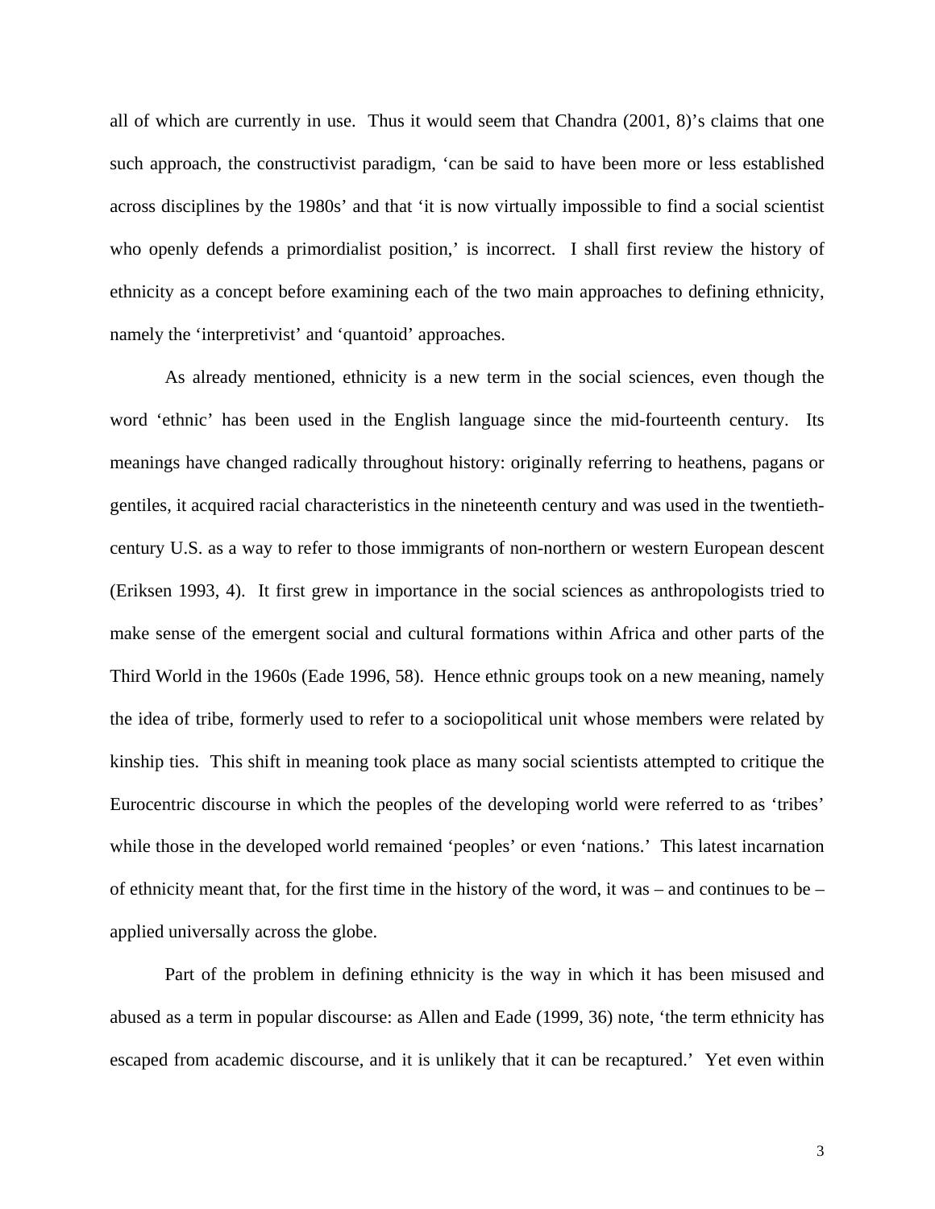all of which are currently in use. Thus it would seem that Chandra (2001, 8)'s claims that one such approach, the constructivist paradigm, 'can be said to have been more or less established across disciplines by the 1980s' and that 'it is now virtually impossible to find a social scientist who openly defends a primordialist position,' is incorrect. I shall first review the history of ethnicity as a concept before examining each of the two main approaches to defining ethnicity, namely the 'interpretivist' and 'quantoid' approaches.

As already mentioned, ethnicity is a new term in the social sciences, even though the word 'ethnic' has been used in the English language since the mid-fourteenth century. Its meanings have changed radically throughout history: originally referring to heathens, pagans or gentiles, it acquired racial characteristics in the nineteenth century and was used in the twentieth-century U.S. as a way to refer to those immigrants of non-northern or western European descent (Eriksen 1993, 4). It first grew in importance in the social sciences as anthropologists tried to make sense of the emergent social and cultural formations within Africa and other parts of the Third World in the 1960s (Eade 1996, 58). Hence ethnic groups took on a new meaning, namely the idea of tribe, formerly used to refer to a sociopolitical unit whose members were related by kinship ties. This shift in meaning took place as many social scientists attempted to critique the Eurocentric discourse in which the peoples of the developing world were referred to as 'tribes' while those in the developed world remained 'peoples' or even 'nations.' This latest incarnation of ethnicity meant that, for the first time in the history of the word, it was – and continues to be – applied universally across the globe.

Part of the problem in defining ethnicity is the way in which it has been misused and abused as a term in popular discourse: as Allen and Eade (1999, 36) note, 'the term ethnicity has escaped from academic discourse, and it is unlikely that it can be recaptured.' Yet even within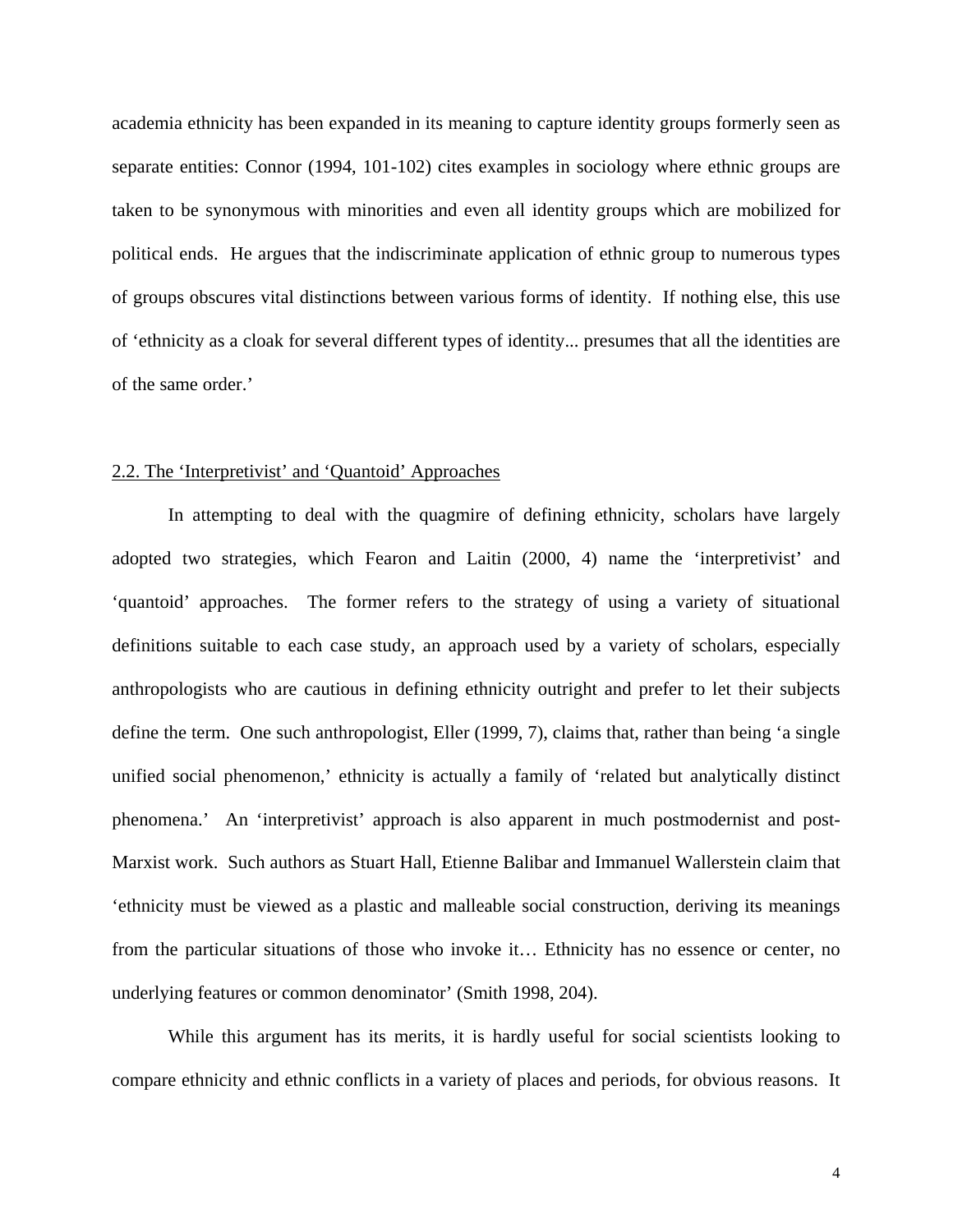academia ethnicity has been expanded in its meaning to capture identity groups formerly seen as separate entities: Connor (1994, 101-102) cites examples in sociology where ethnic groups are taken to be synonymous with minorities and even all identity groups which are mobilized for political ends. He argues that the indiscriminate application of ethnic group to numerous types of groups obscures vital distinctions between various forms of identity. If nothing else, this use of 'ethnicity as a cloak for several different types of identity... presumes that all the identities are of the same order.'

### 2.2. The 'Interpretivist' and 'Quantoid' Approaches

In attempting to deal with the quagmire of defining ethnicity, scholars have largely adopted two strategies, which Fearon and Laitin (2000, 4) name the 'interpretivist' and 'quantoid' approaches. The former refers to the strategy of using a variety of situational definitions suitable to each case study, an approach used by a variety of scholars, especially anthropologists who are cautious in defining ethnicity outright and prefer to let their subjects define the term. One such anthropologist, Eller (1999, 7), claims that, rather than being 'a single unified social phenomenon,' ethnicity is actually a family of 'related but analytically distinct phenomena.' An 'interpretivist' approach is also apparent in much postmodernist and post-Marxist work. Such authors as Stuart Hall, Etienne Balibar and Immanuel Wallerstein claim that 'ethnicity must be viewed as a plastic and malleable social construction, deriving its meanings from the particular situations of those who invoke it… Ethnicity has no essence or center, no underlying features or common denominator' (Smith 1998, 204).

While this argument has its merits, it is hardly useful for social scientists looking to compare ethnicity and ethnic conflicts in a variety of places and periods, for obvious reasons. It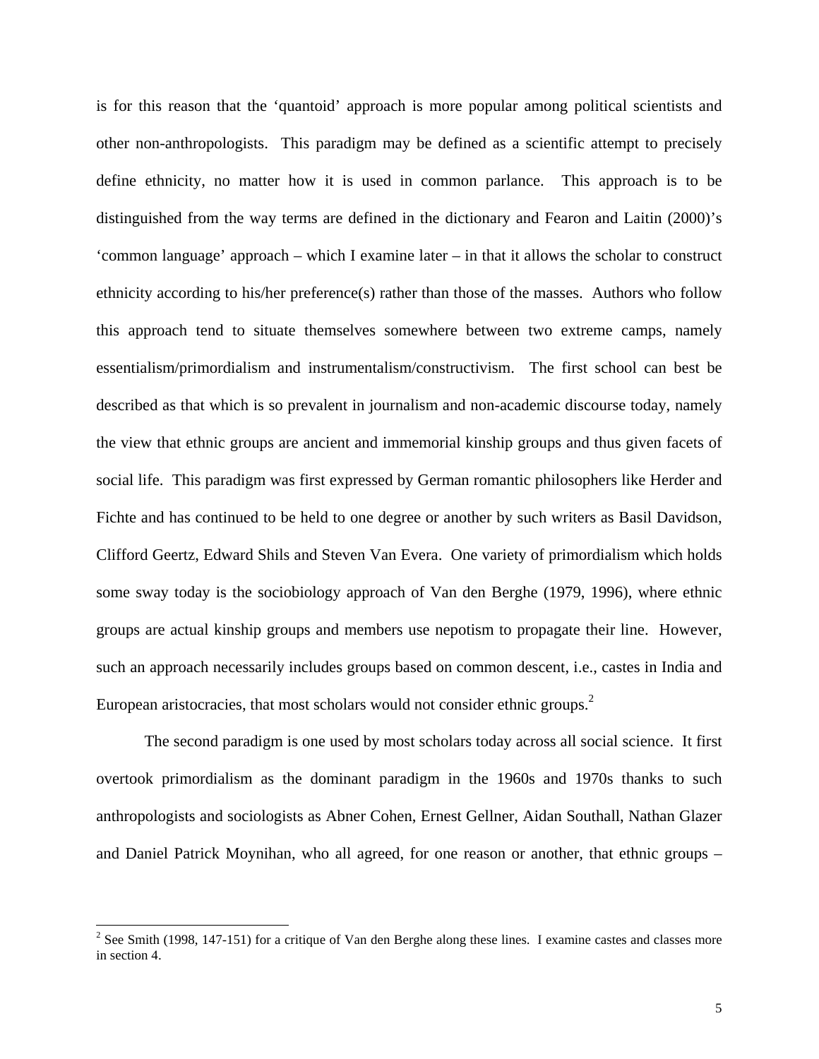is for this reason that the 'quantoid' approach is more popular among political scientists and other non-anthropologists. This paradigm may be defined as a scientific attempt to precisely define ethnicity, no matter how it is used in common parlance. This approach is to be distinguished from the way terms are defined in the dictionary and Fearon and Laitin (2000)'s 'common language' approach – which I examine later – in that it allows the scholar to construct ethnicity according to his/her preference(s) rather than those of the masses. Authors who follow this approach tend to situate themselves somewhere between two extreme camps, namely essentialism/primordialism and instrumentalism/constructivism. The first school can best be described as that which is so prevalent in journalism and non-academic discourse today, namely the view that ethnic groups are ancient and immemorial kinship groups and thus given facets of social life. This paradigm was first expressed by German romantic philosophers like Herder and Fichte and has continued to be held to one degree or another by such writers as Basil Davidson, Clifford Geertz, Edward Shils and Steven Van Evera. One variety of primordialism which holds some sway today is the sociobiology approach of Van den Berghe (1979, 1996), where ethnic groups are actual kinship groups and members use nepotism to propagate their line. However, such an approach necessarily includes groups based on common descent, i.e., castes in India and European aristocracies, that most scholars would not consider ethnic groups.[2]

The second paradigm is one used by most scholars today across all social science. It first overtook primordialism as the dominant paradigm in the 1960s and 1970s thanks to such anthropologists and sociologists as Abner Cohen, Ernest Gellner, Aidan Southall, Nathan Glazer and Daniel Patrick Moynihan, who all agreed, for one reason or another, that ethnic groups –

[2] See Smith (1998, 147-151) for a critique of Van den Berghe along these lines. I examine castes and classes more in section 4.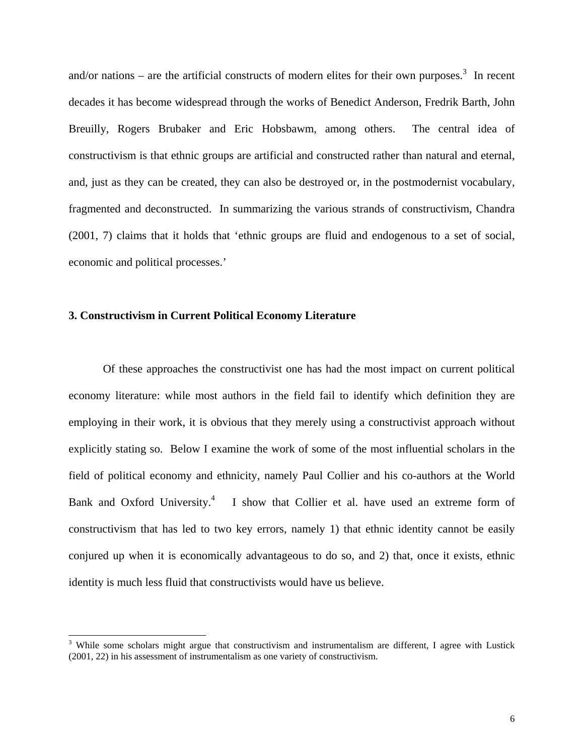and/or nations – are the artificial constructs of modern elites for their own purposes.[3] In recent decades it has become widespread through the works of Benedict Anderson, Fredrik Barth, John Breuilly, Rogers Brubaker and Eric Hobsbawm, among others. The central idea of constructivism is that ethnic groups are artificial and constructed rather than natural and eternal, and, just as they can be created, they can also be destroyed or, in the postmodernist vocabulary, fragmented and deconstructed. In summarizing the various strands of constructivism, Chandra (2001, 7) claims that it holds that 'ethnic groups are fluid and endogenous to a set of social, economic and political processes.'

### 3. Constructivism in Current Political Economy Literature

Of these approaches the constructivist one has had the most impact on current political economy literature: while most authors in the field fail to identify which definition they are employing in their work, it is obvious that they merely using a constructivist approach without explicitly stating so. Below I examine the work of some of the most influential scholars in the field of political economy and ethnicity, namely Paul Collier and his co-authors at the World Bank and Oxford University.[4] I show that Collier et al. have used an extreme form of constructivism that has led to two key errors, namely 1) that ethnic identity cannot be easily conjured up when it is economically advantageous to do so, and 2) that, once it exists, ethnic identity is much less fluid that constructivists would have us believe.

---

[3] While some scholars might argue that constructivism and instrumentalism are different, I agree with Lustick (2001, 22) in his assessment of instrumentalism as one variety of constructivism.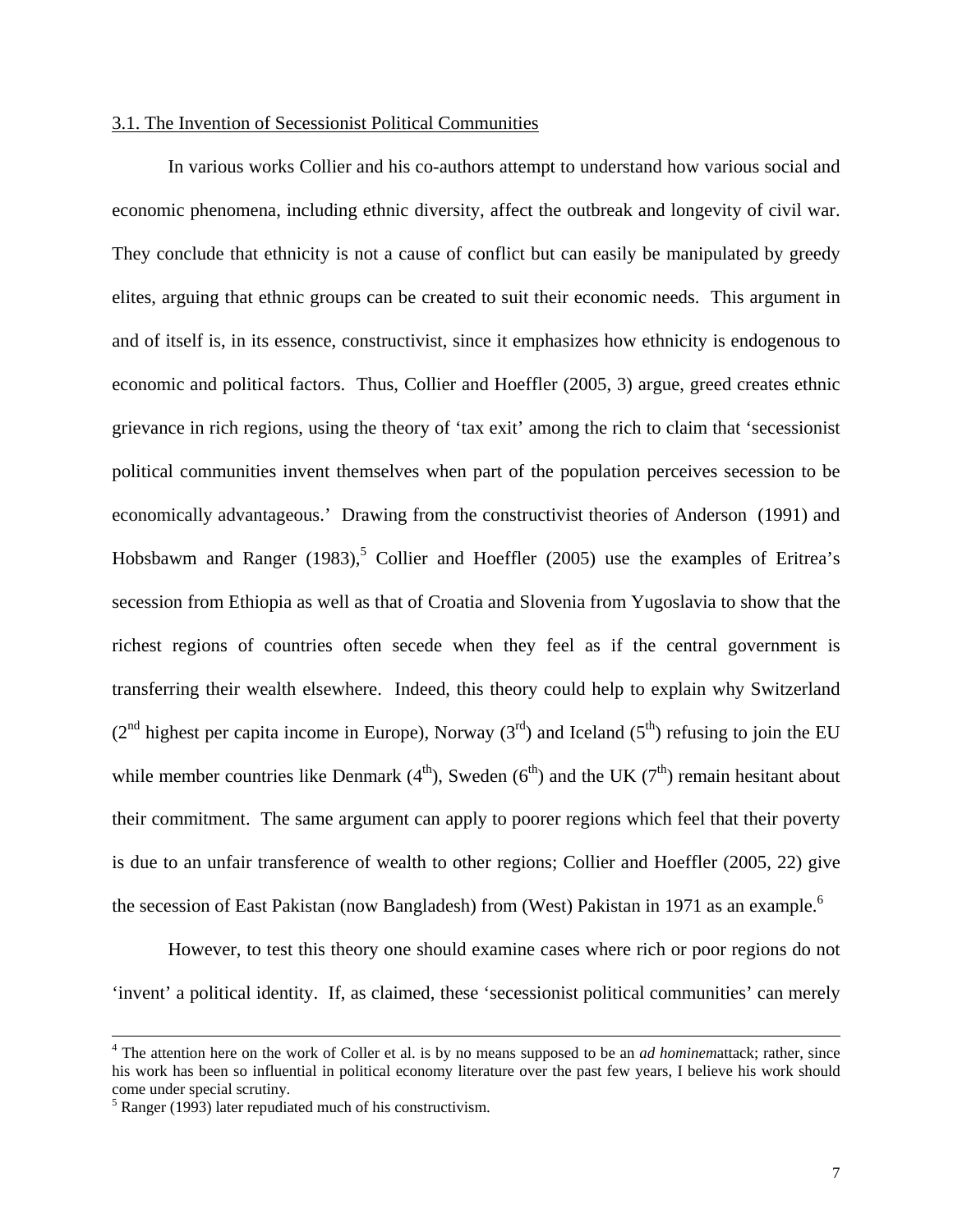3.1. The Invention of Secessionist Political Communities

In various works Collier and his co-authors attempt to understand how various social and economic phenomena, including ethnic diversity, affect the outbreak and longevity of civil war. They conclude that ethnicity is not a cause of conflict but can easily be manipulated by greedy elites, arguing that ethnic groups can be created to suit their economic needs. This argument in and of itself is, in its essence, constructivist, since it emphasizes how ethnicity is endogenous to economic and political factors. Thus, Collier and Hoeffler (2005, 3) argue, greed creates ethnic grievance in rich regions, using the theory of 'tax exit' among the rich to claim that 'secessionist political communities invent themselves when part of the population perceives secession to be economically advantageous.' Drawing from the constructivist theories of Anderson (1991) and Hobsbawm and Ranger (1983),[5] Collier and Hoeffler (2005) use the examples of Eritrea's secession from Ethiopia as well as that of Croatia and Slovenia from Yugoslavia to show that the richest regions of countries often secede when they feel as if the central government is transferring their wealth elsewhere. Indeed, this theory could help to explain why Switzerland (2nd highest per capita income in Europe), Norway (3rd) and Iceland (5th) refusing to join the EU while member countries like Denmark (4th), Sweden (6th) and the UK (7th) remain hesitant about their commitment. The same argument can apply to poorer regions which feel that their poverty is due to an unfair transference of wealth to other regions; Collier and Hoeffler (2005, 22) give the secession of East Pakistan (now Bangladesh) from (West) Pakistan in 1971 as an example.[6]

However, to test this theory one should examine cases where rich or poor regions do not 'invent' a political identity. If, as claimed, these 'secessionist political communities' can merely

---

[4] The attention here on the work of Coller et al. is by no means supposed to be an *ad hominem*attack; rather, since his work has been so influential in political economy literature over the past few years, I believe his work should come under special scrutiny.

[5] Ranger (1993) later repudiated much of his constructivism.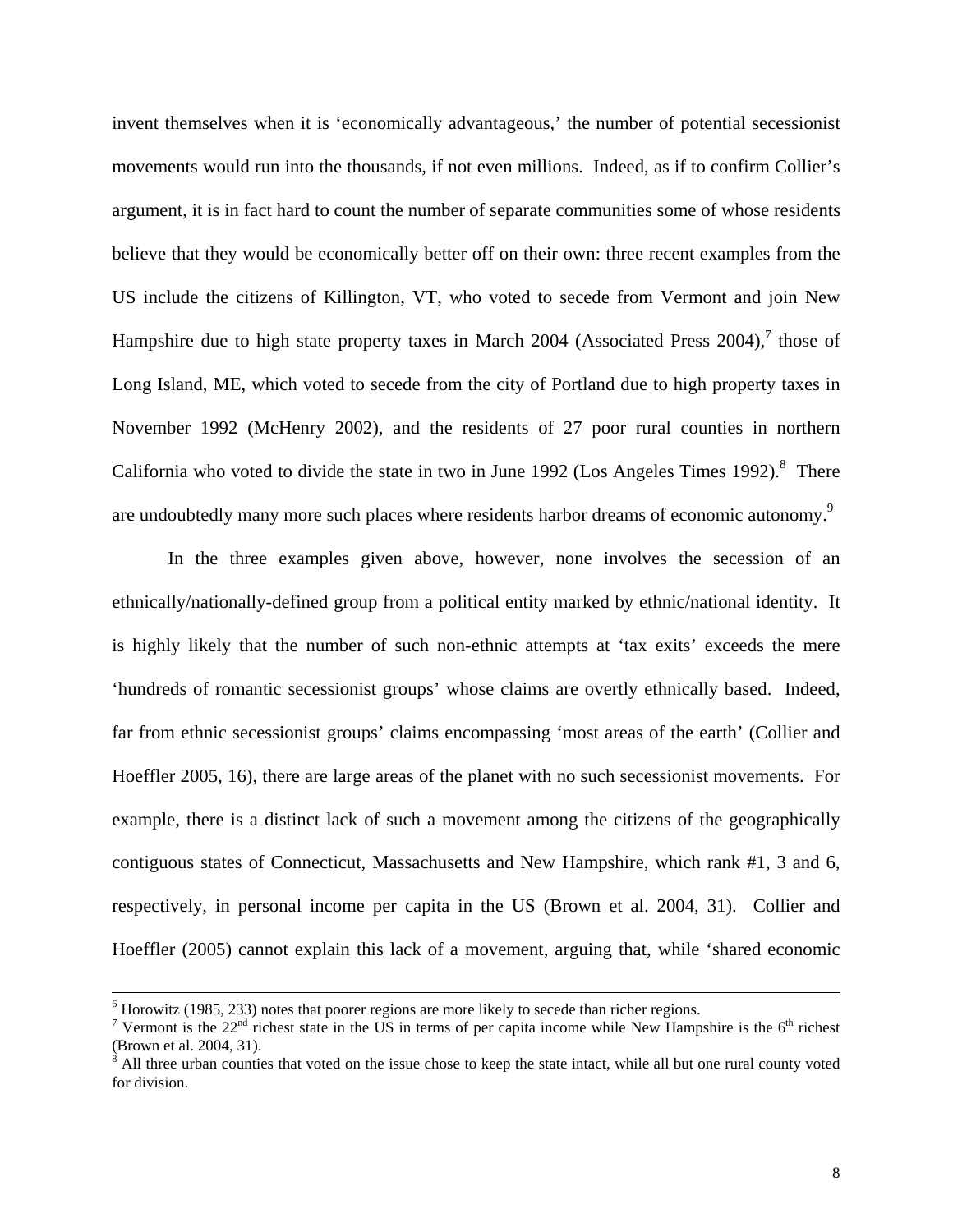invent themselves when it is 'economically advantageous,' the number of potential secessionist movements would run into the thousands, if not even millions. Indeed, as if to confirm Collier's argument, it is in fact hard to count the number of separate communities some of whose residents believe that they would be economically better off on their own: three recent examples from the US include the citizens of Killington, VT, who voted to secede from Vermont and join New Hampshire due to high state property taxes in March 2004 (Associated Press 2004),[7] those of Long Island, ME, which voted to secede from the city of Portland due to high property taxes in November 1992 (McHenry 2002), and the residents of 27 poor rural counties in northern California who voted to divide the state in two in June 1992 (Los Angeles Times 1992).[8] There are undoubtedly many more such places where residents harbor dreams of economic autonomy.[9]

In the three examples given above, however, none involves the secession of an ethnically/nationally-defined group from a political entity marked by ethnic/national identity. It is highly likely that the number of such non-ethnic attempts at 'tax exits' exceeds the mere 'hundreds of romantic secessionist groups' whose claims are overtly ethnically based. Indeed, far from ethnic secessionist groups' claims encompassing 'most areas of the earth' (Collier and Hoeffler 2005, 16), there are large areas of the planet with no such secessionist movements. For example, there is a distinct lack of such a movement among the citizens of the geographically contiguous states of Connecticut, Massachusetts and New Hampshire, which rank #1, 3 and 6, respectively, in personal income per capita in the US (Brown et al. 2004, 31). Collier and Hoeffler (2005) cannot explain this lack of a movement, arguing that, while 'shared economic

---

[6] Horowitz (1985, 233) notes that poorer regions are more likely to secede than richer regions.

[7] Vermont is the 22nd richest state in the US in terms of per capita income while New Hampshire is the 6th richest (Brown et al. 2004, 31).

[8] All three urban counties that voted on the issue chose to keep the state intact, while all but one rural county voted for division.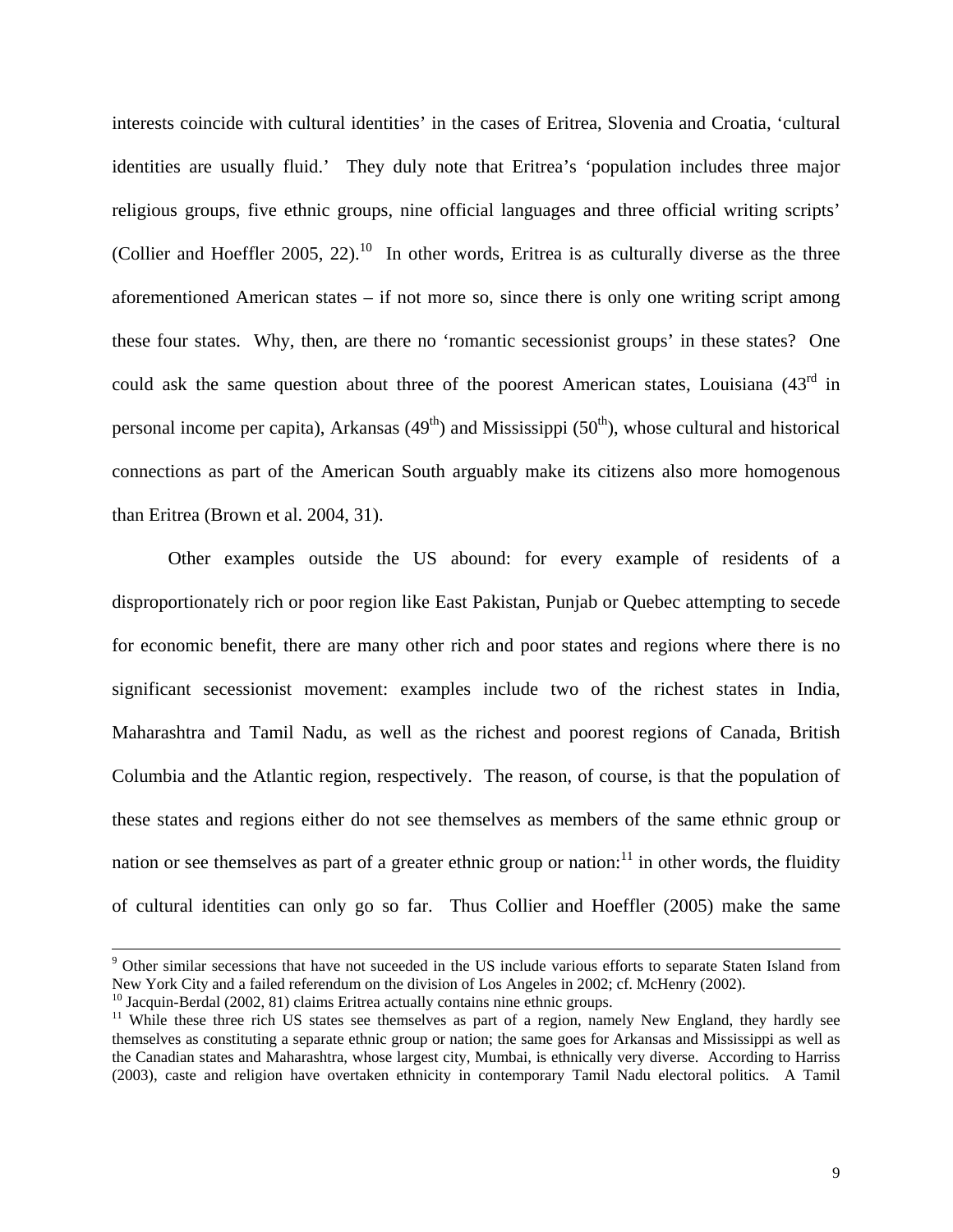interests coincide with cultural identities' in the cases of Eritrea, Slovenia and Croatia, 'cultural identities are usually fluid.' They duly note that Eritrea's 'population includes three major religious groups, five ethnic groups, nine official languages and three official writing scripts' (Collier and Hoeffler 2005, 22).[10] In other words, Eritrea is as culturally diverse as the three aforementioned American states – if not more so, since there is only one writing script among these four states. Why, then, are there no 'romantic secessionist groups' in these states? One could ask the same question about three of the poorest American states, Louisiana (43rd in personal income per capita), Arkansas (49th) and Mississippi (50th), whose cultural and historical connections as part of the American South arguably make its citizens also more homogenous than Eritrea (Brown et al. 2004, 31).

Other examples outside the US abound: for every example of residents of a disproportionately rich or poor region like East Pakistan, Punjab or Quebec attempting to secede for economic benefit, there are many other rich and poor states and regions where there is no significant secessionist movement: examples include two of the richest states in India, Maharashtra and Tamil Nadu, as well as the richest and poorest regions of Canada, British Columbia and the Atlantic region, respectively. The reason, of course, is that the population of these states and regions either do not see themselves as members of the same ethnic group or nation or see themselves as part of a greater ethnic group or nation:[11] in other words, the fluidity of cultural identities can only go so far. Thus Collier and Hoeffler (2005) make the same

---

[9] Other similar secessions that have not suceeded in the US include various efforts to separate Staten Island from New York City and a failed referendum on the division of Los Angeles in 2002; cf. McHenry (2002).

[10] Jacquin-Berdal (2002, 81) claims Eritrea actually contains nine ethnic groups.

[11] While these three rich US states see themselves as part of a region, namely New England, they hardly see themselves as constituting a separate ethnic group or nation; the same goes for Arkansas and Mississippi as well as the Canadian states and Maharashtra, whose largest city, Mumbai, is ethnically very diverse. According to Harriss (2003), caste and religion have overtaken ethnicity in contemporary Tamil Nadu electoral politics. A Tamil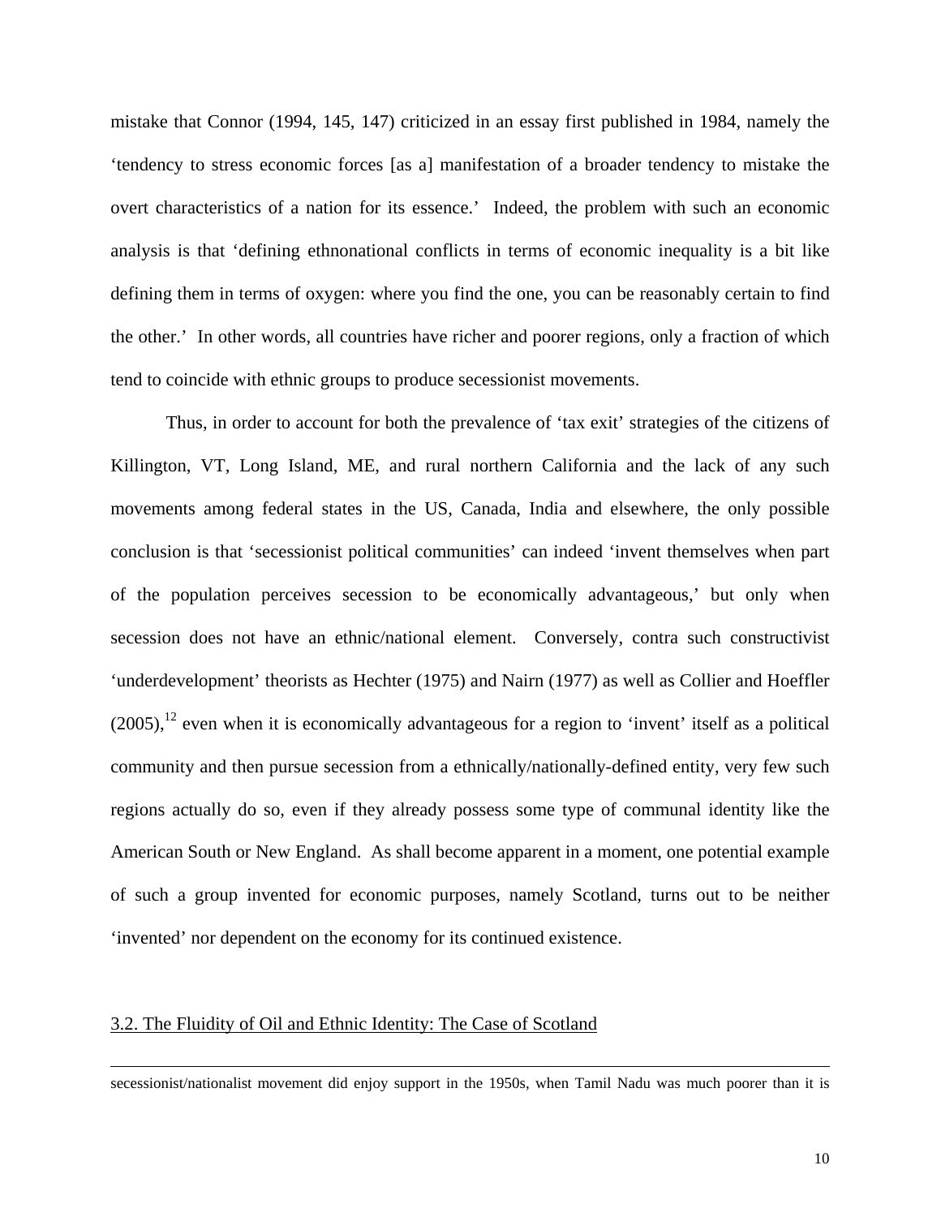mistake that Connor (1994, 145, 147) criticized in an essay first published in 1984, namely the 'tendency to stress economic forces [as a] manifestation of a broader tendency to mistake the overt characteristics of a nation for its essence.' Indeed, the problem with such an economic analysis is that 'defining ethnonational conflicts in terms of economic inequality is a bit like defining them in terms of oxygen: where you find the one, you can be reasonably certain to find the other.' In other words, all countries have richer and poorer regions, only a fraction of which tend to coincide with ethnic groups to produce secessionist movements.

Thus, in order to account for both the prevalence of 'tax exit' strategies of the citizens of Killington, VT, Long Island, ME, and rural northern California and the lack of any such movements among federal states in the US, Canada, India and elsewhere, the only possible conclusion is that 'secessionist political communities' can indeed 'invent themselves when part of the population perceives secession to be economically advantageous,' but only when secession does not have an ethnic/national element. Conversely, contra such constructivist 'underdevelopment' theorists as Hechter (1975) and Nairn (1977) as well as Collier and Hoeffler (2005),[12] even when it is economically advantageous for a region to 'invent' itself as a political community and then pursue secession from a ethnically/nationally-defined entity, very few such regions actually do so, even if they already possess some type of communal identity like the American South or New England. As shall become apparent in a moment, one potential example of such a group invented for economic purposes, namely Scotland, turns out to be neither 'invented' nor dependent on the economy for its continued existence.

### 3.2. The Fluidity of Oil and Ethnic Identity: The Case of Scotland

---

secessionist/nationalist movement did enjoy support in the 1950s, when Tamil Nadu was much poorer than it is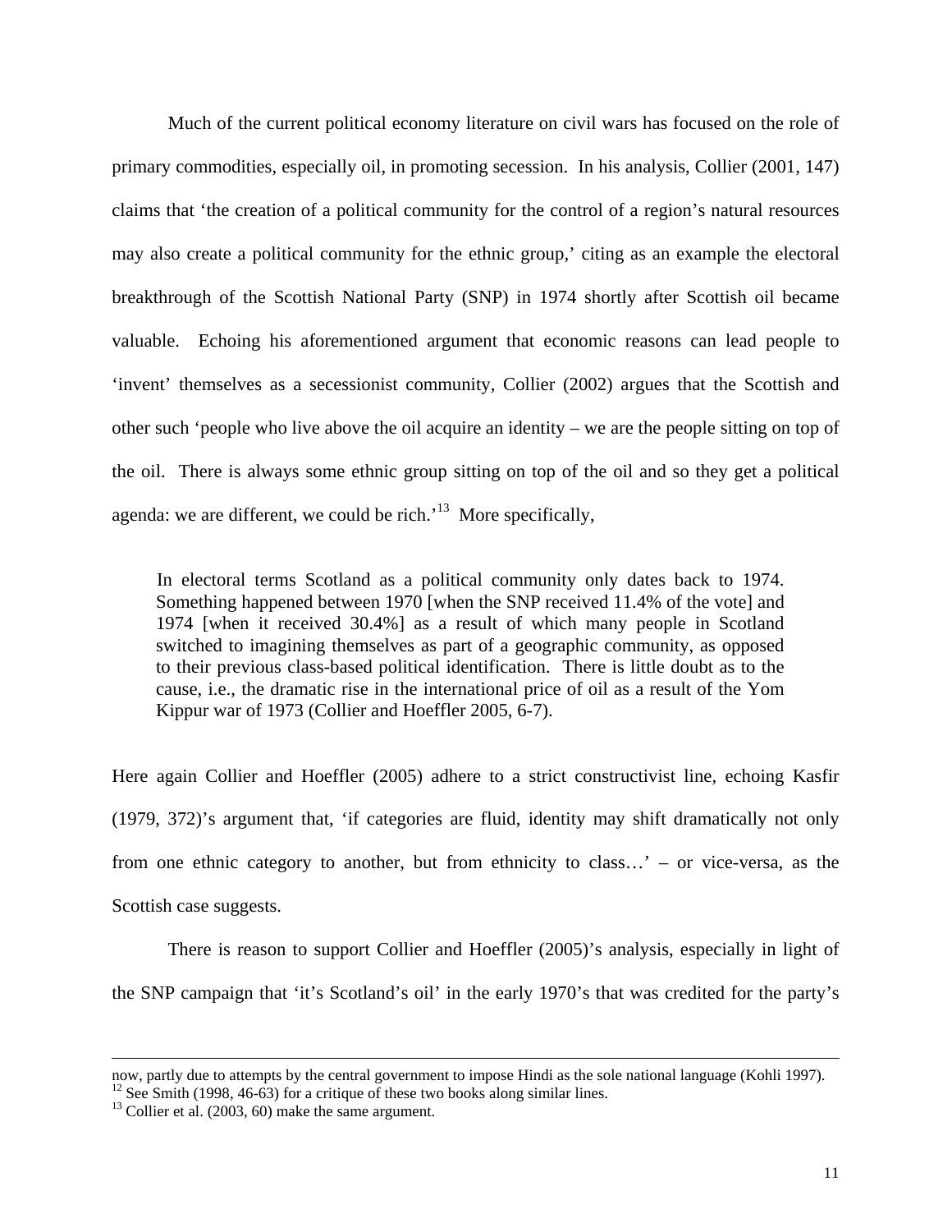Much of the current political economy literature on civil wars has focused on the role of primary commodities, especially oil, in promoting secession. In his analysis, Collier (2001, 147) claims that 'the creation of a political community for the control of a region's natural resources may also create a political community for the ethnic group,' citing as an example the electoral breakthrough of the Scottish National Party (SNP) in 1974 shortly after Scottish oil became valuable. Echoing his aforementioned argument that economic reasons can lead people to 'invent' themselves as a secessionist community, Collier (2002) argues that the Scottish and other such 'people who live above the oil acquire an identity – we are the people sitting on top of the oil. There is always some ethnic group sitting on top of the oil and so they get a political agenda: we are different, we could be rich.'[13] More specifically,

> In electoral terms Scotland as a political community only dates back to 1974. Something happened between 1970 [when the SNP received 11.4% of the vote] and 1974 [when it received 30.4%] as a result of which many people in Scotland switched to imagining themselves as part of a geographic community, as opposed to their previous class-based political identification. There is little doubt as to the cause, i.e., the dramatic rise in the international price of oil as a result of the Yom Kippur war of 1973 (Collier and Hoeffler 2005, 6-7).

Here again Collier and Hoeffler (2005) adhere to a strict constructivist line, echoing Kasfir (1979, 372)'s argument that, 'if categories are fluid, identity may shift dramatically not only from one ethnic category to another, but from ethnicity to class…' – or vice-versa, as the Scottish case suggests.

There is reason to support Collier and Hoeffler (2005)'s analysis, especially in light of the SNP campaign that 'it's Scotland's oil' in the early 1970's that was credited for the party's

---

now, partly due to attempts by the central government to impose Hindi as the sole national language (Kohli 1997).

[12] See Smith (1998, 46-63) for a critique of these two books along similar lines.

[13] Collier et al. (2003, 60) make the same argument.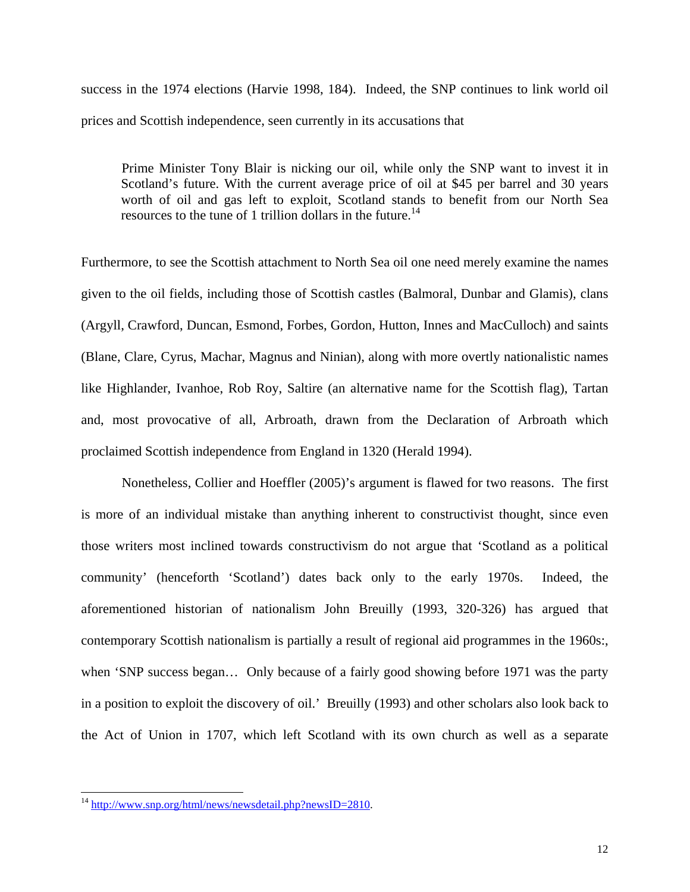success in the 1974 elections (Harvie 1998, 184). Indeed, the SNP continues to link world oil prices and Scottish independence, seen currently in its accusations that

> Prime Minister Tony Blair is nicking our oil, while only the SNP want to invest it in Scotland's future. With the current average price of oil at $45 per barrel and 30 years worth of oil and gas left to exploit, Scotland stands to benefit from our North Sea resources to the tune of 1 trillion dollars in the future.[14]

Furthermore, to see the Scottish attachment to North Sea oil one need merely examine the names given to the oil fields, including those of Scottish castles (Balmoral, Dunbar and Glamis), clans (Argyll, Crawford, Duncan, Esmond, Forbes, Gordon, Hutton, Innes and MacCulloch) and saints (Blane, Clare, Cyrus, Machar, Magnus and Ninian), along with more overtly nationalistic names like Highlander, Ivanhoe, Rob Roy, Saltire (an alternative name for the Scottish flag), Tartan and, most provocative of all, Arbroath, drawn from the Declaration of Arbroath which proclaimed Scottish independence from England in 1320 (Herald 1994).

Nonetheless, Collier and Hoeffler (2005)'s argument is flawed for two reasons. The first is more of an individual mistake than anything inherent to constructivist thought, since even those writers most inclined towards constructivism do not argue that 'Scotland as a political community' (henceforth 'Scotland') dates back only to the early 1970s. Indeed, the aforementioned historian of nationalism John Breuilly (1993, 320-326) has argued that contemporary Scottish nationalism is partially a result of regional aid programmes in the 1960s:, when 'SNP success began… Only because of a fairly good showing before 1971 was the party in a position to exploit the discovery of oil.' Breuilly (1993) and other scholars also look back to the Act of Union in 1707, which left Scotland with its own church as well as a separate

---

[14] http://www.snp.org/html/news/newsdetail.php?newsID=2810.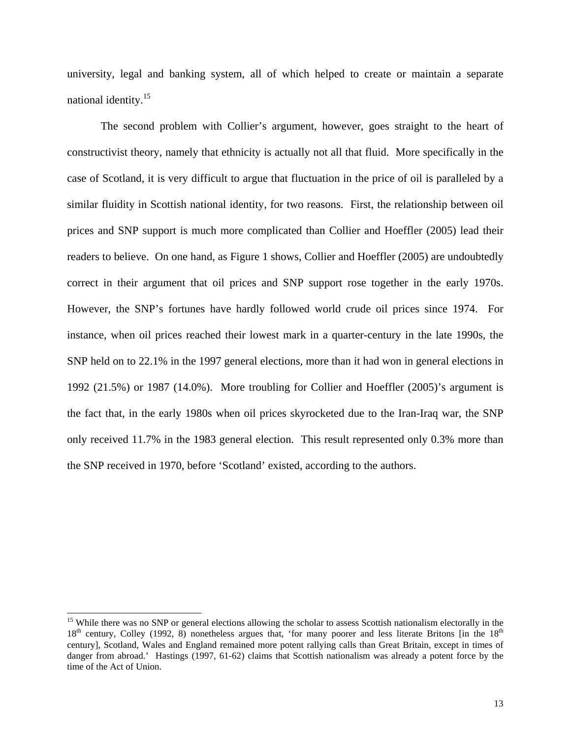university, legal and banking system, all of which helped to create or maintain a separate national identity.[15]

The second problem with Collier's argument, however, goes straight to the heart of constructivist theory, namely that ethnicity is actually not all that fluid. More specifically in the case of Scotland, it is very difficult to argue that fluctuation in the price of oil is paralleled by a similar fluidity in Scottish national identity, for two reasons. First, the relationship between oil prices and SNP support is much more complicated than Collier and Hoeffler (2005) lead their readers to believe. On one hand, as Figure 1 shows, Collier and Hoeffler (2005) are undoubtedly correct in their argument that oil prices and SNP support rose together in the early 1970s. However, the SNP's fortunes have hardly followed world crude oil prices since 1974. For instance, when oil prices reached their lowest mark in a quarter-century in the late 1990s, the SNP held on to 22.1% in the 1997 general elections, more than it had won in general elections in 1992 (21.5%) or 1987 (14.0%). More troubling for Collier and Hoeffler (2005)'s argument is the fact that, in the early 1980s when oil prices skyrocketed due to the Iran-Iraq war, the SNP only received 11.7% in the 1983 general election. This result represented only 0.3% more than the SNP received in 1970, before 'Scotland' existed, according to the authors.

---

[15] While there was no SNP or general elections allowing the scholar to assess Scottish nationalism electorally in the 18th century, Colley (1992, 8) nonetheless argues that, 'for many poorer and less literate Britons [in the 18th century], Scotland, Wales and England remained more potent rallying calls than Great Britain, except in times of danger from abroad.' Hastings (1997, 61-62) claims that Scottish nationalism was already a potent force by the time of the Act of Union.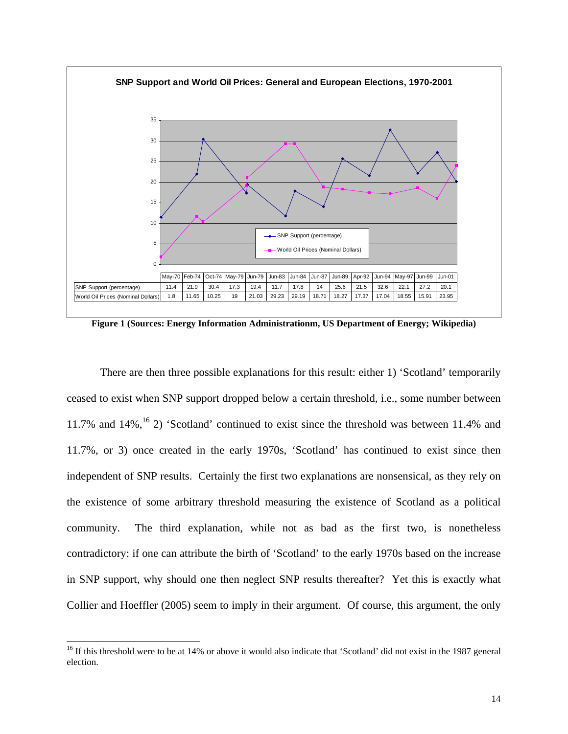**SNP Support and World Oil Prices: General and European Elections, 1970-2001**

| | May-70 | Feb-74 | Oct-74 | May-79 | Jun-79 | Jun-83 | Jun-84 | Jun-87 | Jun-89 | Apr-92 | Jun-94 | May-97 | Jun-99 | Jun-01 |
|---|---|---|---|---|---|---|---|---|---|---|---|---|---|---|
| SNP Support (percentage) | 11.4 | 21.9 | 30.4 | 17.3 | 19.4 | 11.7 | 17.8 | 14 | 25.6 | 21.5 | 32.6 | 22.1 | 27.2 | 20.1 |
| World Oil Prices (Nominal Dollars) | 1.8 | 11.65 | 10.25 | 19 | 21.03 | 29.23 | 29.19 | 18.71 | 18.27 | 17.37 | 17.04 | 18.55 | 15.91 | 23.95 |

**Figure 1 (Sources: Energy Information Administrationm, US Department of Energy; Wikipedia)**

There are then three possible explanations for this result: either 1) 'Scotland' temporarily ceased to exist when SNP support dropped below a certain threshold, i.e., some number between 11.7% and 14%,[16] 2) 'Scotland' continued to exist since the threshold was between 11.4% and 11.7%, or 3) once created in the early 1970s, 'Scotland' has continued to exist since then independent of SNP results. Certainly the first two explanations are nonsensical, as they rely on the existence of some arbitrary threshold measuring the existence of Scotland as a political community. The third explanation, while not as bad as the first two, is nonetheless contradictory: if one can attribute the birth of 'Scotland' to the early 1970s based on the increase in SNP support, why should one then neglect SNP results thereafter? Yet this is exactly what Collier and Hoeffler (2005) seem to imply in their argument. Of course, this argument, the only

[16] If this threshold were to be at 14% or above it would also indicate that 'Scotland' did not exist in the 1987 general election.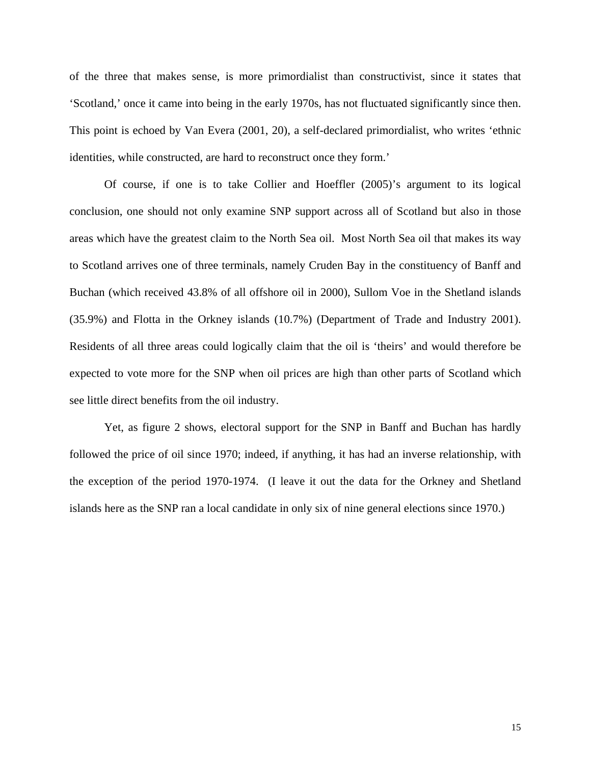of the three that makes sense, is more primordialist than constructivist, since it states that 'Scotland,' once it came into being in the early 1970s, has not fluctuated significantly since then. This point is echoed by Van Evera (2001, 20), a self-declared primordialist, who writes 'ethnic identities, while constructed, are hard to reconstruct once they form.'

Of course, if one is to take Collier and Hoeffler (2005)'s argument to its logical conclusion, one should not only examine SNP support across all of Scotland but also in those areas which have the greatest claim to the North Sea oil. Most North Sea oil that makes its way to Scotland arrives one of three terminals, namely Cruden Bay in the constituency of Banff and Buchan (which received 43.8% of all offshore oil in 2000), Sullom Voe in the Shetland islands (35.9%) and Flotta in the Orkney islands (10.7%) (Department of Trade and Industry 2001). Residents of all three areas could logically claim that the oil is 'theirs' and would therefore be expected to vote more for the SNP when oil prices are high than other parts of Scotland which see little direct benefits from the oil industry.

Yet, as figure 2 shows, electoral support for the SNP in Banff and Buchan has hardly followed the price of oil since 1970; indeed, if anything, it has had an inverse relationship, with the exception of the period 1970-1974. (I leave it out the data for the Orkney and Shetland islands here as the SNP ran a local candidate in only six of nine general elections since 1970.)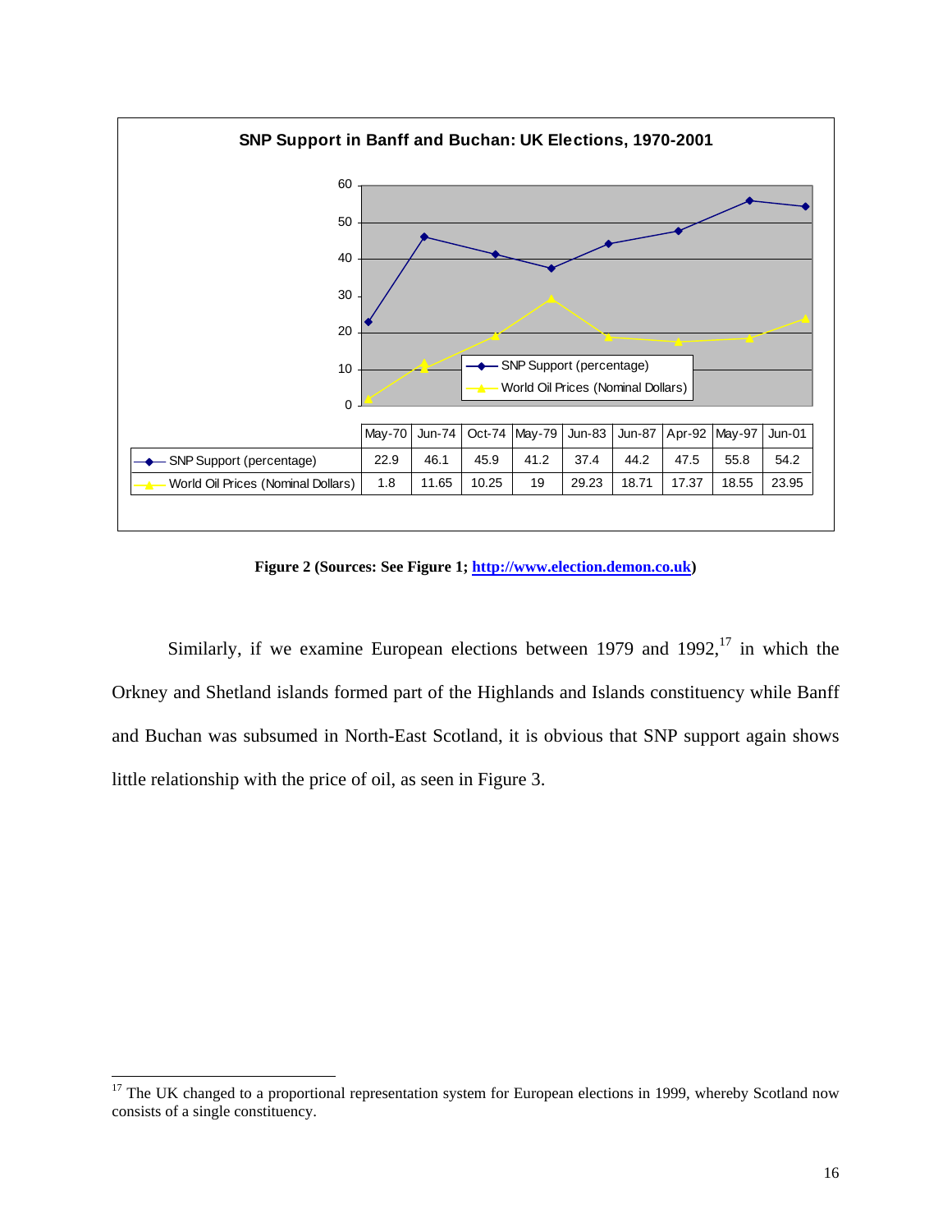**SNP Support in Banff and Buchan: UK Elections, 1970-2001**

| | May-70 | Jun-74 | Oct-74 | May-79 | Jun-83 | Jun-87 | Apr-92 | May-97 | Jun-01 |
|---|---|---|---|---|---|---|---|---|---|
| SNP Support (percentage) | 22.9 | 46.1 | 45.9 | 41.2 | 37.4 | 44.2 | 47.5 | 55.8 | 54.2 |
| World Oil Prices (Nominal Dollars) | 1.8 | 11.65 | 10.25 | 19 | 29.23 | 18.71 | 17.37 | 18.55 | 23.95 |

**Figure 2 (Sources: See Figure 1; http://www.election.demon.co.uk)**

Similarly, if we examine European elections between 1979 and 1992,[17] in which the Orkney and Shetland islands formed part of the Highlands and Islands constituency while Banff and Buchan was subsumed in North-East Scotland, it is obvious that SNP support again shows little relationship with the price of oil, as seen in Figure 3.

[17] The UK changed to a proportional representation system for European elections in 1999, whereby Scotland now consists of a single constituency.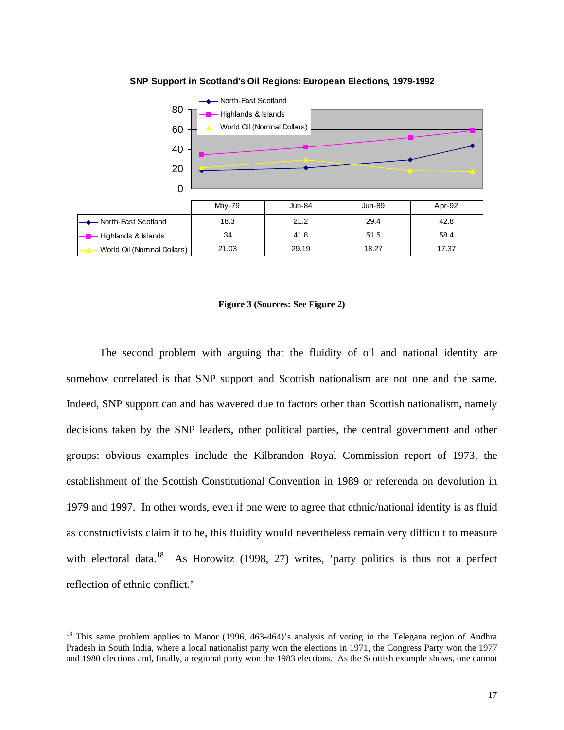**SNP Support in Scotland's Oil Regions: European Elections, 1979-1992**

| | May-79 | Jun-84 | Jun-89 | Apr-92 |
|---|---|---|---|---|
| North-East Scotland | 18.3 | 21.2 | 29.4 | 42.8 |
| Highlands & Islands | 34 | 41.8 | 51.5 | 58.4 |
| World Oil (Nominal Dollars) | 21.03 | 29.19 | 18.27 | 17.37 |

**Figure 3 (Sources: See Figure 2)**

The second problem with arguing that the fluidity of oil and national identity are somehow correlated is that SNP support and Scottish nationalism are not one and the same. Indeed, SNP support can and has wavered due to factors other than Scottish nationalism, namely decisions taken by the SNP leaders, other political parties, the central government and other groups: obvious examples include the Kilbrandon Royal Commission report of 1973, the establishment of the Scottish Constitutional Convention in 1989 or referenda on devolution in 1979 and 1997. In other words, even if one were to agree that ethnic/national identity is as fluid as constructivists claim it to be, this fluidity would nevertheless remain very difficult to measure with electoral data.[18] As Horowitz (1998, 27) writes, 'party politics is thus not a perfect reflection of ethnic conflict.'

[18] This same problem applies to Manor (1996, 463-464)'s analysis of voting in the Telegana region of Andhra Pradesh in South India, where a local nationalist party won the elections in 1971, the Congress Party won the 1977 and 1980 elections and, finally, a regional party won the 1983 elections. As the Scottish example shows, one cannot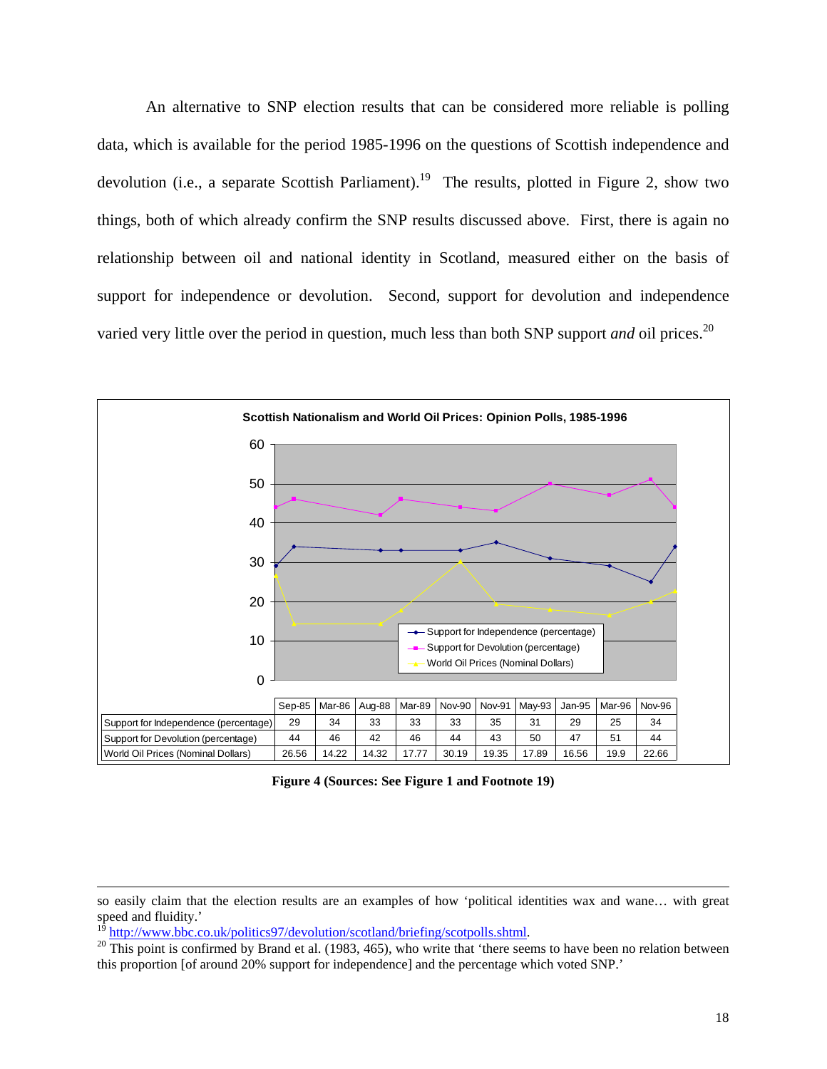An alternative to SNP election results that can be considered more reliable is polling data, which is available for the period 1985-1996 on the questions of Scottish independence and devolution (i.e., a separate Scottish Parliament).[19] The results, plotted in Figure 2, show two things, both of which already confirm the SNP results discussed above. First, there is again no relationship between oil and national identity in Scotland, measured either on the basis of support for independence or devolution. Second, support for devolution and independence varied very little over the period in question, much less than both SNP support *and* oil prices.[20]

**Scottish Nationalism and World Oil Prices: Opinion Polls, 1985-1996**

| | Sep-85 | Mar-86 | Aug-88 | Mar-89 | Nov-90 | Nov-91 | May-93 | Jan-95 | Mar-96 | Nov-96 |
|---|---|---|---|---|---|---|---|---|---|---|
| Support for Independence (percentage) | 29 | 34 | 33 | 33 | 33 | 35 | 31 | 29 | 25 | 34 |
| Support for Devolution (percentage) | 44 | 46 | 42 | 46 | 44 | 43 | 50 | 47 | 51 | 44 |
| World Oil Prices (Nominal Dollars) | 26.56 | 14.22 | 14.32 | 17.77 | 30.19 | 19.35 | 17.89 | 16.56 | 19.9 | 22.66 |

**Figure 4 (Sources: See Figure 1 and Footnote 19)**

---

so easily claim that the election results are an examples of how 'political identities wax and wane… with great speed and fluidity.'

[19] http://www.bbc.co.uk/politics97/devolution/scotland/briefing/scotpolls.shtml.

[20] This point is confirmed by Brand et al. (1983, 465), who write that 'there seems to have been no relation between this proportion [of around 20% support for independence] and the percentage which voted SNP.'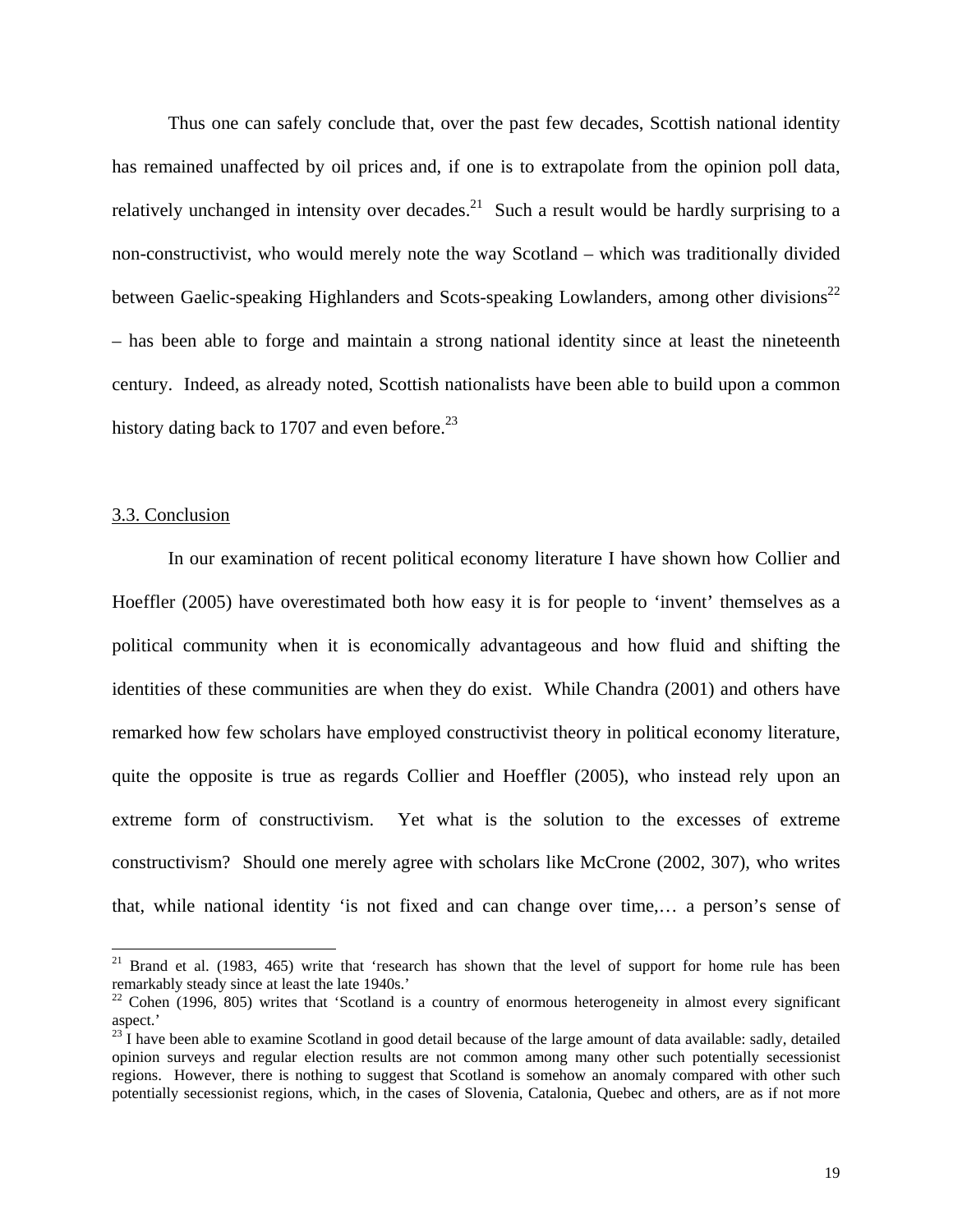Thus one can safely conclude that, over the past few decades, Scottish national identity has remained unaffected by oil prices and, if one is to extrapolate from the opinion poll data, relatively unchanged in intensity over decades.[21] Such a result would be hardly surprising to a non-constructivist, who would merely note the way Scotland – which was traditionally divided between Gaelic-speaking Highlanders and Scots-speaking Lowlanders, among other divisions[22] – has been able to forge and maintain a strong national identity since at least the nineteenth century. Indeed, as already noted, Scottish nationalists have been able to build upon a common history dating back to 1707 and even before.[23]

### 3.3. Conclusion

In our examination of recent political economy literature I have shown how Collier and Hoeffler (2005) have overestimated both how easy it is for people to 'invent' themselves as a political community when it is economically advantageous and how fluid and shifting the identities of these communities are when they do exist. While Chandra (2001) and others have remarked how few scholars have employed constructivist theory in political economy literature, quite the opposite is true as regards Collier and Hoeffler (2005), who instead rely upon an extreme form of constructivism. Yet what is the solution to the excesses of extreme constructivism? Should one merely agree with scholars like McCrone (2002, 307), who writes that, while national identity 'is not fixed and can change over time,… a person's sense of

---

[21] Brand et al. (1983, 465) write that 'research has shown that the level of support for home rule has been remarkably steady since at least the late 1940s.'

[22] Cohen (1996, 805) writes that 'Scotland is a country of enormous heterogeneity in almost every significant aspect.'

[23] I have been able to examine Scotland in good detail because of the large amount of data available: sadly, detailed opinion surveys and regular election results are not common among many other such potentially secessionist regions. However, there is nothing to suggest that Scotland is somehow an anomaly compared with other such potentially secessionist regions, which, in the cases of Slovenia, Catalonia, Quebec and others, are as if not more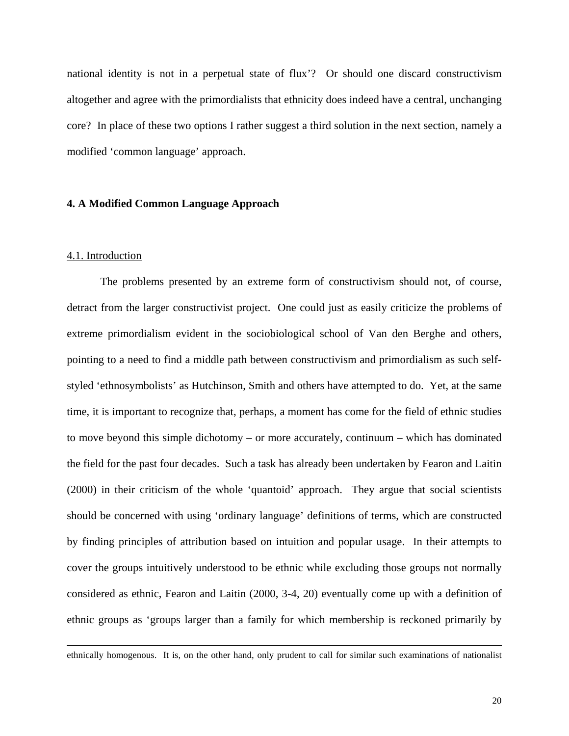national identity is not in a perpetual state of flux'? Or should one discard constructivism altogether and agree with the primordialists that ethnicity does indeed have a central, unchanging core? In place of these two options I rather suggest a third solution in the next section, namely a modified 'common language' approach.

## 4. A Modified Common Language Approach

### 4.1. Introduction

The problems presented by an extreme form of constructivism should not, of course, detract from the larger constructivist project. One could just as easily criticize the problems of extreme primordialism evident in the sociobiological school of Van den Berghe and others, pointing to a need to find a middle path between constructivism and primordialism as such self-styled 'ethnosymbolists' as Hutchinson, Smith and others have attempted to do. Yet, at the same time, it is important to recognize that, perhaps, a moment has come for the field of ethnic studies to move beyond this simple dichotomy – or more accurately, continuum – which has dominated the field for the past four decades. Such a task has already been undertaken by Fearon and Laitin (2000) in their criticism of the whole 'quantoid' approach. They argue that social scientists should be concerned with using 'ordinary language' definitions of terms, which are constructed by finding principles of attribution based on intuition and popular usage. In their attempts to cover the groups intuitively understood to be ethnic while excluding those groups not normally considered as ethnic, Fearon and Laitin (2000, 3-4, 20) eventually come up with a definition of ethnic groups as 'groups larger than a family for which membership is reckoned primarily by

ethnically homogenous. It is, on the other hand, only prudent to call for similar such examinations of nationalist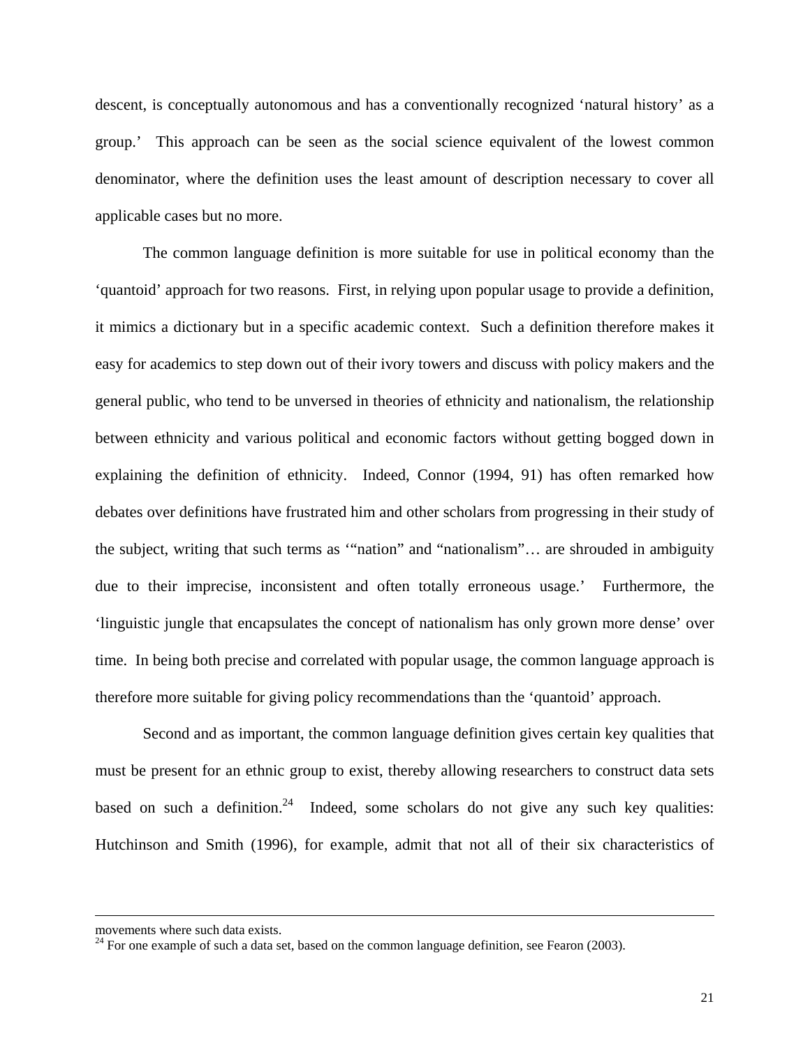descent, is conceptually autonomous and has a conventionally recognized 'natural history' as a group.' This approach can be seen as the social science equivalent of the lowest common denominator, where the definition uses the least amount of description necessary to cover all applicable cases but no more.

The common language definition is more suitable for use in political economy than the 'quantoid' approach for two reasons. First, in relying upon popular usage to provide a definition, it mimics a dictionary but in a specific academic context. Such a definition therefore makes it easy for academics to step down out of their ivory towers and discuss with policy makers and the general public, who tend to be unversed in theories of ethnicity and nationalism, the relationship between ethnicity and various political and economic factors without getting bogged down in explaining the definition of ethnicity. Indeed, Connor (1994, 91) has often remarked how debates over definitions have frustrated him and other scholars from progressing in their study of the subject, writing that such terms as '"nation" and "nationalism"… are shrouded in ambiguity due to their imprecise, inconsistent and often totally erroneous usage.' Furthermore, the 'linguistic jungle that encapsulates the concept of nationalism has only grown more dense' over time. In being both precise and correlated with popular usage, the common language approach is therefore more suitable for giving policy recommendations than the 'quantoid' approach.

Second and as important, the common language definition gives certain key qualities that must be present for an ethnic group to exist, thereby allowing researchers to construct data sets based on such a definition.[24] Indeed, some scholars do not give any such key qualities: Hutchinson and Smith (1996), for example, admit that not all of their six characteristics of

---

movements where such data exists.

[24] For one example of such a data set, based on the common language definition, see Fearon (2003).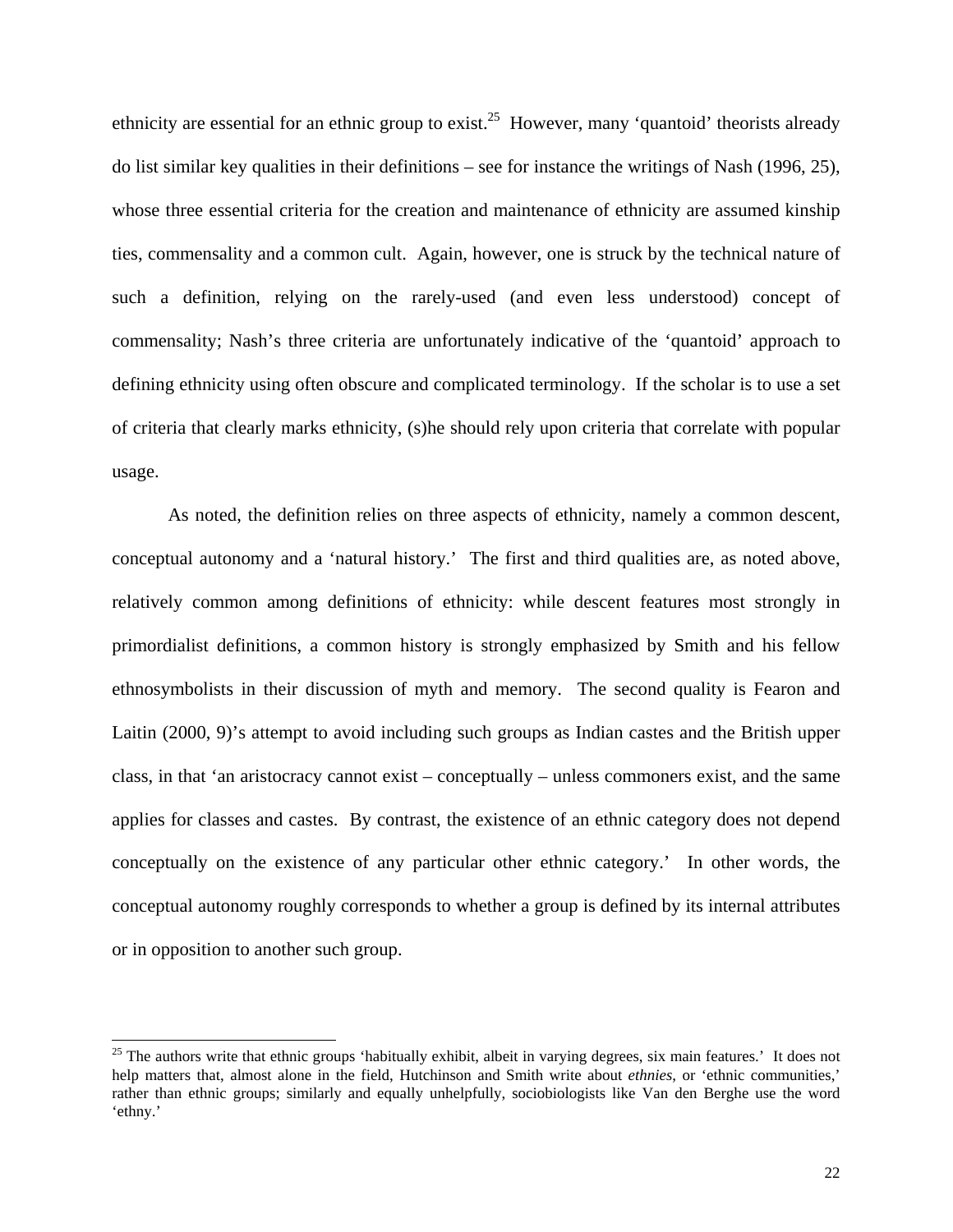ethnicity are essential for an ethnic group to exist.[25] However, many 'quantoid' theorists already do list similar key qualities in their definitions – see for instance the writings of Nash (1996, 25), whose three essential criteria for the creation and maintenance of ethnicity are assumed kinship ties, commensality and a common cult. Again, however, one is struck by the technical nature of such a definition, relying on the rarely-used (and even less understood) concept of commensality; Nash's three criteria are unfortunately indicative of the 'quantoid' approach to defining ethnicity using often obscure and complicated terminology. If the scholar is to use a set of criteria that clearly marks ethnicity, (s)he should rely upon criteria that correlate with popular usage.

As noted, the definition relies on three aspects of ethnicity, namely a common descent, conceptual autonomy and a 'natural history.' The first and third qualities are, as noted above, relatively common among definitions of ethnicity: while descent features most strongly in primordialist definitions, a common history is strongly emphasized by Smith and his fellow ethnosymbolists in their discussion of myth and memory. The second quality is Fearon and Laitin (2000, 9)'s attempt to avoid including such groups as Indian castes and the British upper class, in that 'an aristocracy cannot exist – conceptually – unless commoners exist, and the same applies for classes and castes. By contrast, the existence of an ethnic category does not depend conceptually on the existence of any particular other ethnic category.' In other words, the conceptual autonomy roughly corresponds to whether a group is defined by its internal attributes or in opposition to another such group.

[25] The authors write that ethnic groups 'habitually exhibit, albeit in varying degrees, six main features.' It does not help matters that, almost alone in the field, Hutchinson and Smith write about *ethnies*, or 'ethnic communities,' rather than ethnic groups; similarly and equally unhelpfully, sociobiologists like Van den Berghe use the word 'ethny.'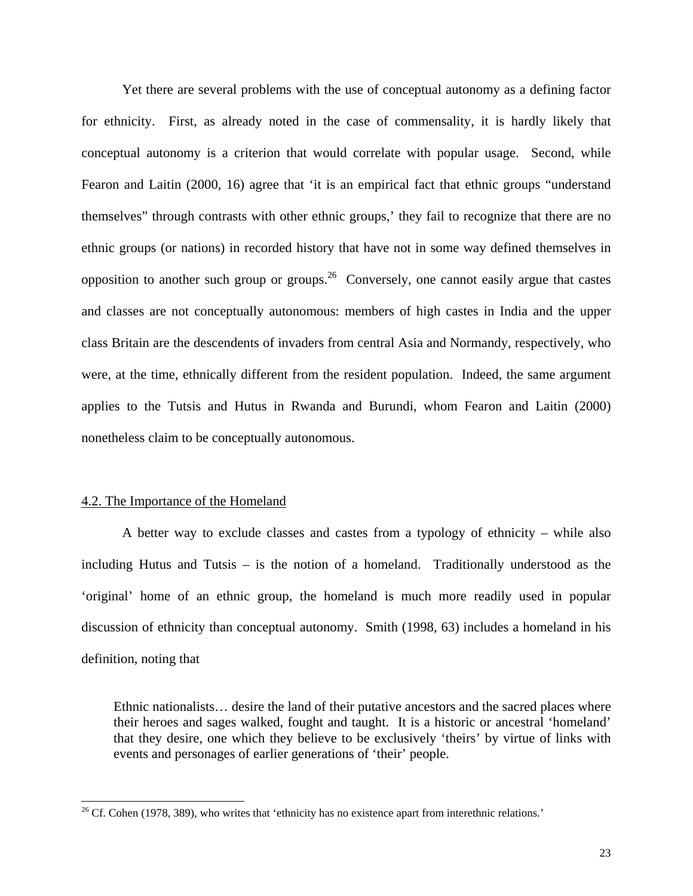Yet there are several problems with the use of conceptual autonomy as a defining factor for ethnicity. First, as already noted in the case of commensality, it is hardly likely that conceptual autonomy is a criterion that would correlate with popular usage. Second, while Fearon and Laitin (2000, 16) agree that 'it is an empirical fact that ethnic groups "understand themselves" through contrasts with other ethnic groups,' they fail to recognize that there are no ethnic groups (or nations) in recorded history that have not in some way defined themselves in opposition to another such group or groups.[26] Conversely, one cannot easily argue that castes and classes are not conceptually autonomous: members of high castes in India and the upper class Britain are the descendents of invaders from central Asia and Normandy, respectively, who were, at the time, ethnically different from the resident population. Indeed, the same argument applies to the Tutsis and Hutus in Rwanda and Burundi, whom Fearon and Laitin (2000) nonetheless claim to be conceptually autonomous.

## 4.2. The Importance of the Homeland

A better way to exclude classes and castes from a typology of ethnicity – while also including Hutus and Tutsis – is the notion of a homeland. Traditionally understood as the 'original' home of an ethnic group, the homeland is much more readily used in popular discussion of ethnicity than conceptual autonomy. Smith (1998, 63) includes a homeland in his definition, noting that

> Ethnic nationalists… desire the land of their putative ancestors and the sacred places where their heroes and sages walked, fought and taught. It is a historic or ancestral 'homeland' that they desire, one which they believe to be exclusively 'theirs' by virtue of links with events and personages of earlier generations of 'their' people.

[26] Cf. Cohen (1978, 389), who writes that 'ethnicity has no existence apart from interethnic relations.'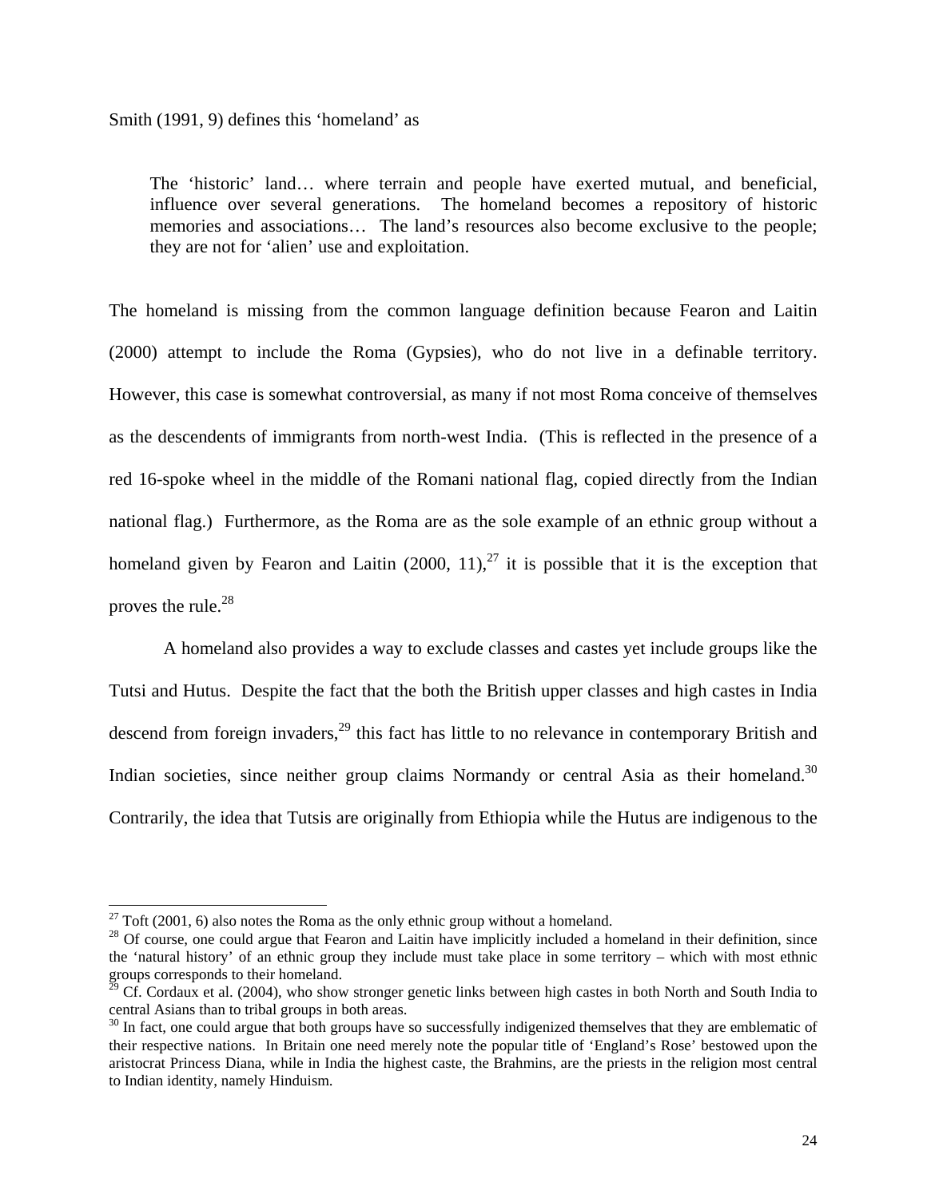Smith (1991, 9) defines this 'homeland' as

> The 'historic' land… where terrain and people have exerted mutual, and beneficial, influence over several generations. The homeland becomes a repository of historic memories and associations… The land's resources also become exclusive to the people; they are not for 'alien' use and exploitation.

The homeland is missing from the common language definition because Fearon and Laitin (2000) attempt to include the Roma (Gypsies), who do not live in a definable territory. However, this case is somewhat controversial, as many if not most Roma conceive of themselves as the descendents of immigrants from north-west India. (This is reflected in the presence of a red 16-spoke wheel in the middle of the Romani national flag, copied directly from the Indian national flag.) Furthermore, as the Roma are as the sole example of an ethnic group without a homeland given by Fearon and Laitin (2000, 11),[27] it is possible that it is the exception that proves the rule.[28]

A homeland also provides a way to exclude classes and castes yet include groups like the Tutsi and Hutus. Despite the fact that the both the British upper classes and high castes in India descend from foreign invaders,[29] this fact has little to no relevance in contemporary British and Indian societies, since neither group claims Normandy or central Asia as their homeland.[30] Contrarily, the idea that Tutsis are originally from Ethiopia while the Hutus are indigenous to the

---

[27] Toft (2001, 6) also notes the Roma as the only ethnic group without a homeland.

[28] Of course, one could argue that Fearon and Laitin have implicitly included a homeland in their definition, since the 'natural history' of an ethnic group they include must take place in some territory – which with most ethnic groups corresponds to their homeland.

[29] Cf. Cordaux et al. (2004), who show stronger genetic links between high castes in both North and South India to central Asians than to tribal groups in both areas.

[30] In fact, one could argue that both groups have so successfully indigenized themselves that they are emblematic of their respective nations. In Britain one need merely note the popular title of 'England's Rose' bestowed upon the aristocrat Princess Diana, while in India the highest caste, the Brahmins, are the priests in the religion most central to Indian identity, namely Hinduism.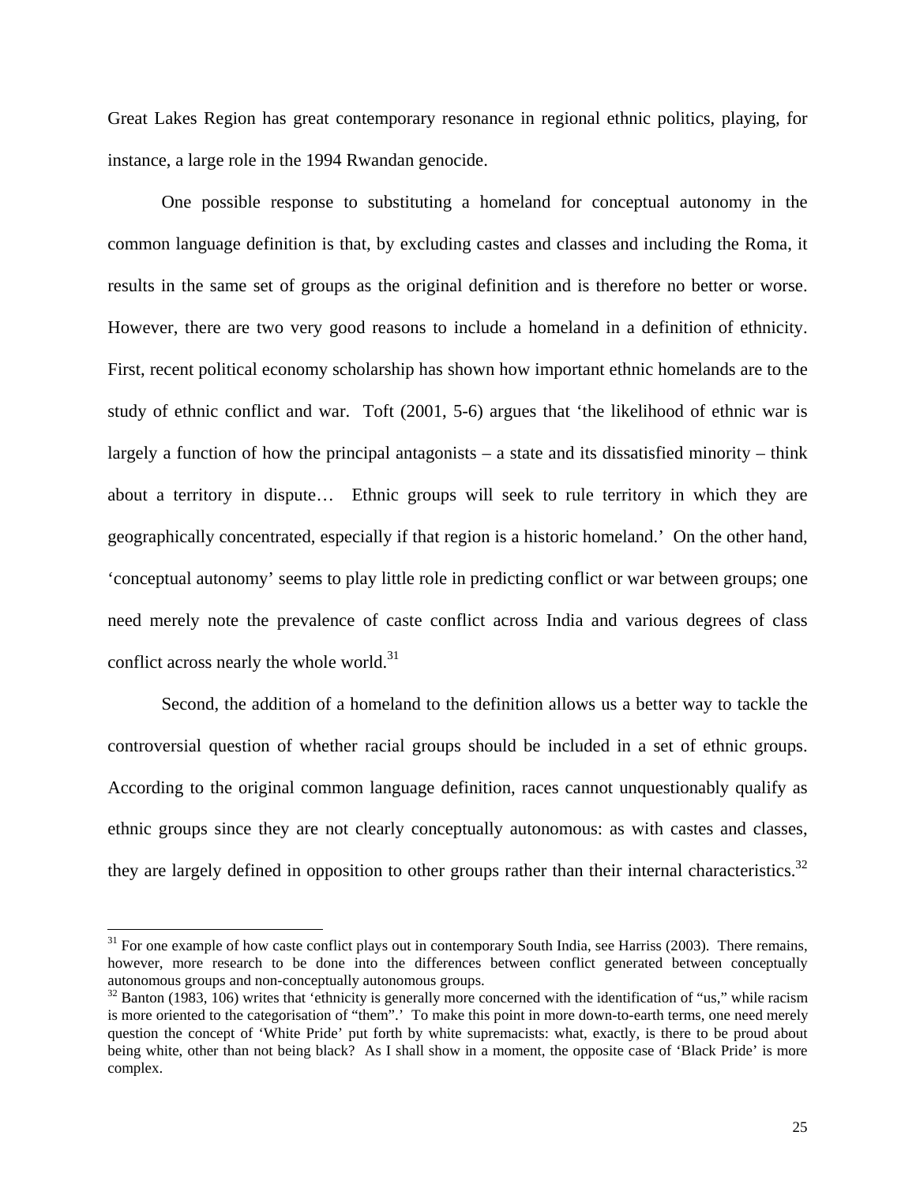Great Lakes Region has great contemporary resonance in regional ethnic politics, playing, for instance, a large role in the 1994 Rwandan genocide.

One possible response to substituting a homeland for conceptual autonomy in the common language definition is that, by excluding castes and classes and including the Roma, it results in the same set of groups as the original definition and is therefore no better or worse. However, there are two very good reasons to include a homeland in a definition of ethnicity. First, recent political economy scholarship has shown how important ethnic homelands are to the study of ethnic conflict and war. Toft (2001, 5-6) argues that 'the likelihood of ethnic war is largely a function of how the principal antagonists – a state and its dissatisfied minority – think about a territory in dispute… Ethnic groups will seek to rule territory in which they are geographically concentrated, especially if that region is a historic homeland.' On the other hand, 'conceptual autonomy' seems to play little role in predicting conflict or war between groups; one need merely note the prevalence of caste conflict across India and various degrees of class conflict across nearly the whole world.[31]

Second, the addition of a homeland to the definition allows us a better way to tackle the controversial question of whether racial groups should be included in a set of ethnic groups. According to the original common language definition, races cannot unquestionably qualify as ethnic groups since they are not clearly conceptually autonomous: as with castes and classes, they are largely defined in opposition to other groups rather than their internal characteristics.[32]

---

[31] For one example of how caste conflict plays out in contemporary South India, see Harriss (2003). There remains, however, more research to be done into the differences between conflict generated between conceptually autonomous groups and non-conceptually autonomous groups.

[32] Banton (1983, 106) writes that 'ethnicity is generally more concerned with the identification of "us," while racism is more oriented to the categorisation of "them".' To make this point in more down-to-earth terms, one need merely question the concept of 'White Pride' put forth by white supremacists: what, exactly, is there to be proud about being white, other than not being black? As I shall show in a moment, the opposite case of 'Black Pride' is more complex.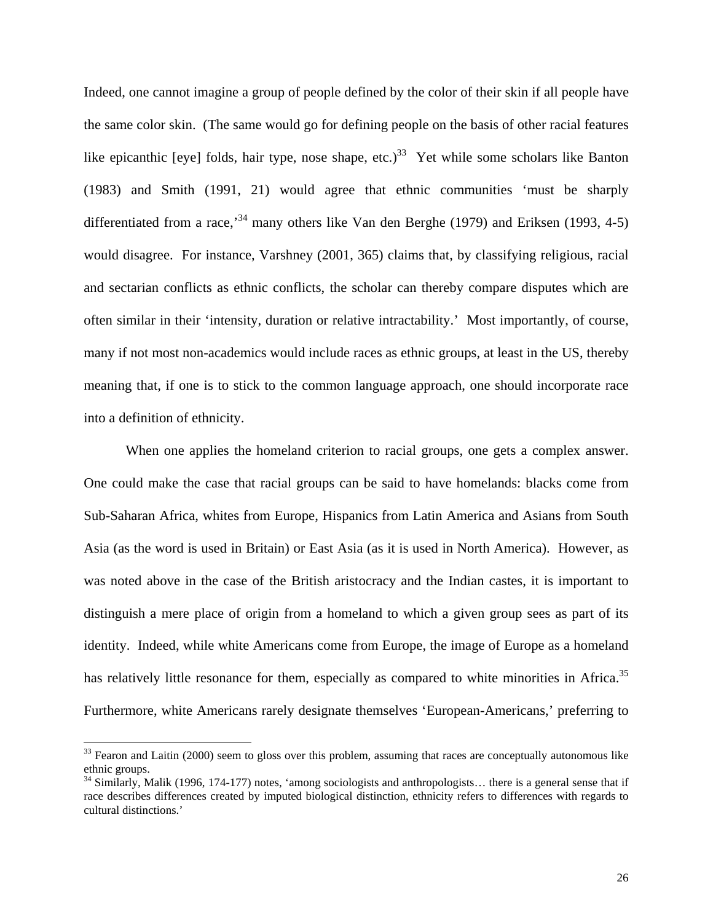Indeed, one cannot imagine a group of people defined by the color of their skin if all people have the same color skin. (The same would go for defining people on the basis of other racial features like epicanthic [eye] folds, hair type, nose shape, etc.)[33] Yet while some scholars like Banton (1983) and Smith (1991, 21) would agree that ethnic communities 'must be sharply differentiated from a race,'[34] many others like Van den Berghe (1979) and Eriksen (1993, 4-5) would disagree. For instance, Varshney (2001, 365) claims that, by classifying religious, racial and sectarian conflicts as ethnic conflicts, the scholar can thereby compare disputes which are often similar in their 'intensity, duration or relative intractability.' Most importantly, of course, many if not most non-academics would include races as ethnic groups, at least in the US, thereby meaning that, if one is to stick to the common language approach, one should incorporate race into a definition of ethnicity.

When one applies the homeland criterion to racial groups, one gets a complex answer. One could make the case that racial groups can be said to have homelands: blacks come from Sub-Saharan Africa, whites from Europe, Hispanics from Latin America and Asians from South Asia (as the word is used in Britain) or East Asia (as it is used in North America). However, as was noted above in the case of the British aristocracy and the Indian castes, it is important to distinguish a mere place of origin from a homeland to which a given group sees as part of its identity. Indeed, while white Americans come from Europe, the image of Europe as a homeland has relatively little resonance for them, especially as compared to white minorities in Africa.[35] Furthermore, white Americans rarely designate themselves 'European-Americans,' preferring to

---

[33] Fearon and Laitin (2000) seem to gloss over this problem, assuming that races are conceptually autonomous like ethnic groups.

[34] Similarly, Malik (1996, 174-177) notes, 'among sociologists and anthropologists… there is a general sense that if race describes differences created by imputed biological distinction, ethnicity refers to differences with regards to cultural distinctions.'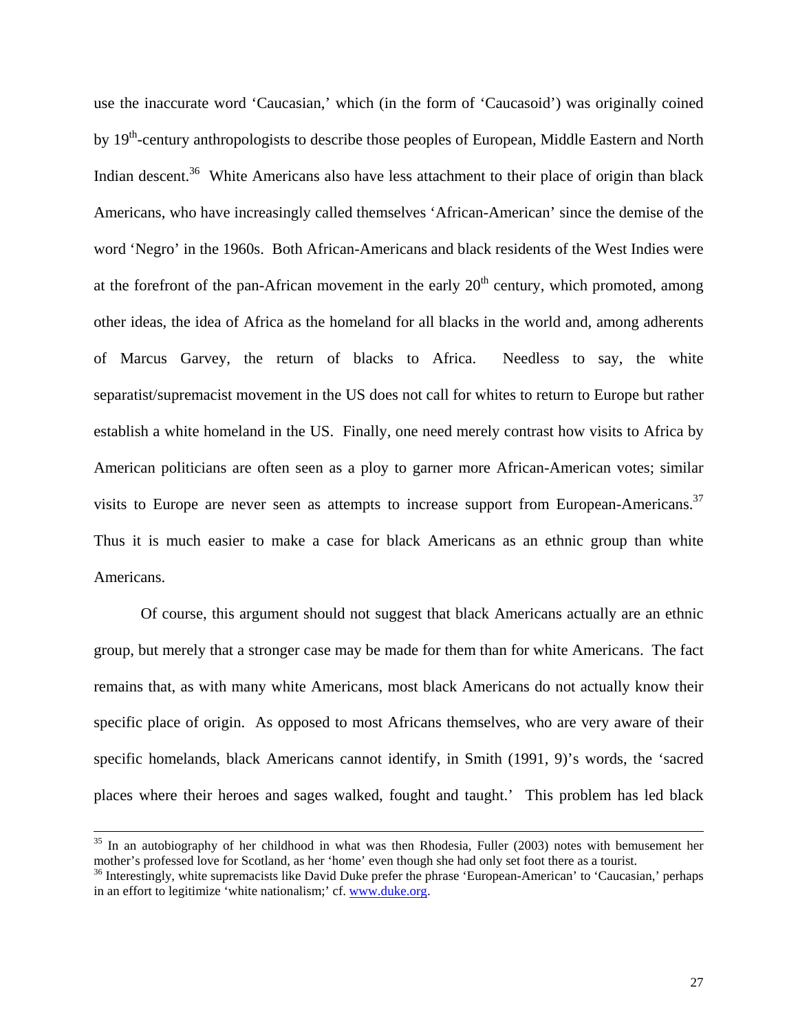use the inaccurate word 'Caucasian,' which (in the form of 'Caucasoid') was originally coined by 19th-century anthropologists to describe those peoples of European, Middle Eastern and North Indian descent.[36] White Americans also have less attachment to their place of origin than black Americans, who have increasingly called themselves 'African-American' since the demise of the word 'Negro' in the 1960s. Both African-Americans and black residents of the West Indies were at the forefront of the pan-African movement in the early 20th century, which promoted, among other ideas, the idea of Africa as the homeland for all blacks in the world and, among adherents of Marcus Garvey, the return of blacks to Africa. Needless to say, the white separatist/supremacist movement in the US does not call for whites to return to Europe but rather establish a white homeland in the US. Finally, one need merely contrast how visits to Africa by American politicians are often seen as a ploy to garner more African-American votes; similar visits to Europe are never seen as attempts to increase support from European-Americans.[37] Thus it is much easier to make a case for black Americans as an ethnic group than white Americans.

Of course, this argument should not suggest that black Americans actually are an ethnic group, but merely that a stronger case may be made for them than for white Americans. The fact remains that, as with many white Americans, most black Americans do not actually know their specific place of origin. As opposed to most Africans themselves, who are very aware of their specific homelands, black Americans cannot identify, in Smith (1991, 9)'s words, the 'sacred places where their heroes and sages walked, fought and taught.' This problem has led black

---

[35] In an autobiography of her childhood in what was then Rhodesia, Fuller (2003) notes with bemusement her mother's professed love for Scotland, as her 'home' even though she had only set foot there as a tourist.

[36] Interestingly, white supremacists like David Duke prefer the phrase 'European-American' to 'Caucasian,' perhaps in an effort to legitimize 'white nationalism;' cf. www.duke.org.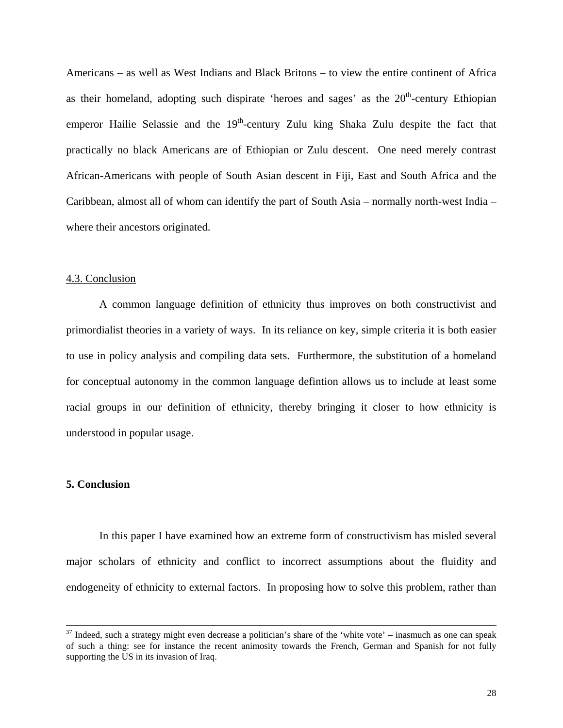Americans – as well as West Indians and Black Britons – to view the entire continent of Africa as their homeland, adopting such dispirate 'heroes and sages' as the 20th-century Ethiopian emperor Hailie Selassie and the 19th-century Zulu king Shaka Zulu despite the fact that practically no black Americans are of Ethiopian or Zulu descent. One need merely contrast African-Americans with people of South Asian descent in Fiji, East and South Africa and the Caribbean, almost all of whom can identify the part of South Asia – normally north-west India – where their ancestors originated.

### 4.3. Conclusion

A common language definition of ethnicity thus improves on both constructivist and primordialist theories in a variety of ways. In its reliance on key, simple criteria it is both easier to use in policy analysis and compiling data sets. Furthermore, the substitution of a homeland for conceptual autonomy in the common language defintion allows us to include at least some racial groups in our definition of ethnicity, thereby bringing it closer to how ethnicity is understood in popular usage.

## 5. Conclusion

In this paper I have examined how an extreme form of constructivism has misled several major scholars of ethnicity and conflict to incorrect assumptions about the fluidity and endogeneity of ethnicity to external factors. In proposing how to solve this problem, rather than

[37] Indeed, such a strategy might even decrease a politician's share of the 'white vote' – inasmuch as one can speak of such a thing: see for instance the recent animosity towards the French, German and Spanish for not fully supporting the US in its invasion of Iraq.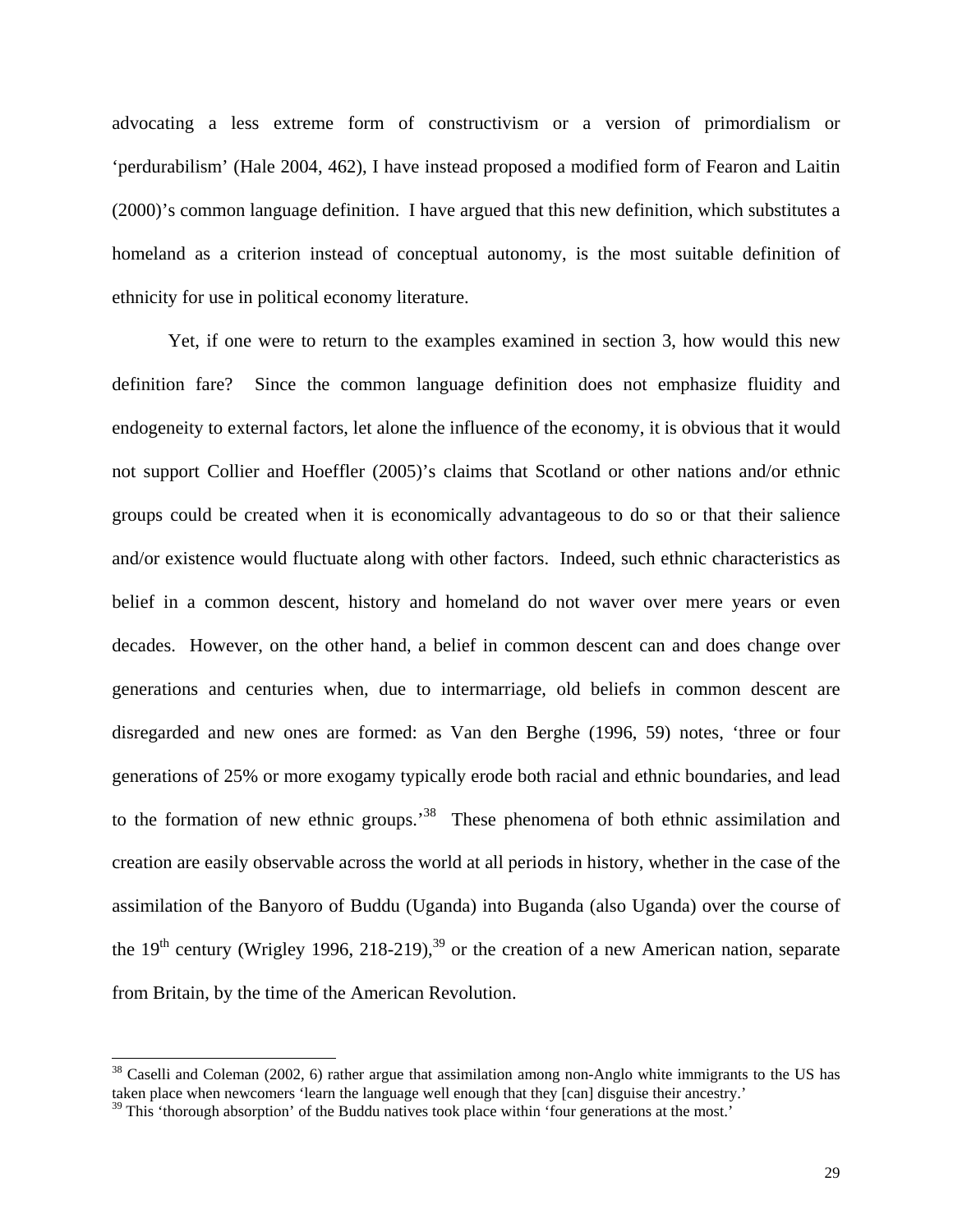advocating a less extreme form of constructivism or a version of primordialism or 'perdurabilism' (Hale 2004, 462), I have instead proposed a modified form of Fearon and Laitin (2000)'s common language definition. I have argued that this new definition, which substitutes a homeland as a criterion instead of conceptual autonomy, is the most suitable definition of ethnicity for use in political economy literature.

Yet, if one were to return to the examples examined in section 3, how would this new definition fare? Since the common language definition does not emphasize fluidity and endogeneity to external factors, let alone the influence of the economy, it is obvious that it would not support Collier and Hoeffler (2005)'s claims that Scotland or other nations and/or ethnic groups could be created when it is economically advantageous to do so or that their salience and/or existence would fluctuate along with other factors. Indeed, such ethnic characteristics as belief in a common descent, history and homeland do not waver over mere years or even decades. However, on the other hand, a belief in common descent can and does change over generations and centuries when, due to intermarriage, old beliefs in common descent are disregarded and new ones are formed: as Van den Berghe (1996, 59) notes, 'three or four generations of 25% or more exogamy typically erode both racial and ethnic boundaries, and lead to the formation of new ethnic groups.'[38] These phenomena of both ethnic assimilation and creation are easily observable across the world at all periods in history, whether in the case of the assimilation of the Banyoro of Buddu (Uganda) into Buganda (also Uganda) over the course of the 19th century (Wrigley 1996, 218-219),[39] or the creation of a new American nation, separate from Britain, by the time of the American Revolution.

---

[38] Caselli and Coleman (2002, 6) rather argue that assimilation among non-Anglo white immigrants to the US has taken place when newcomers 'learn the language well enough that they [can] disguise their ancestry.'

[39] This 'thorough absorption' of the Buddu natives took place within 'four generations at the most.'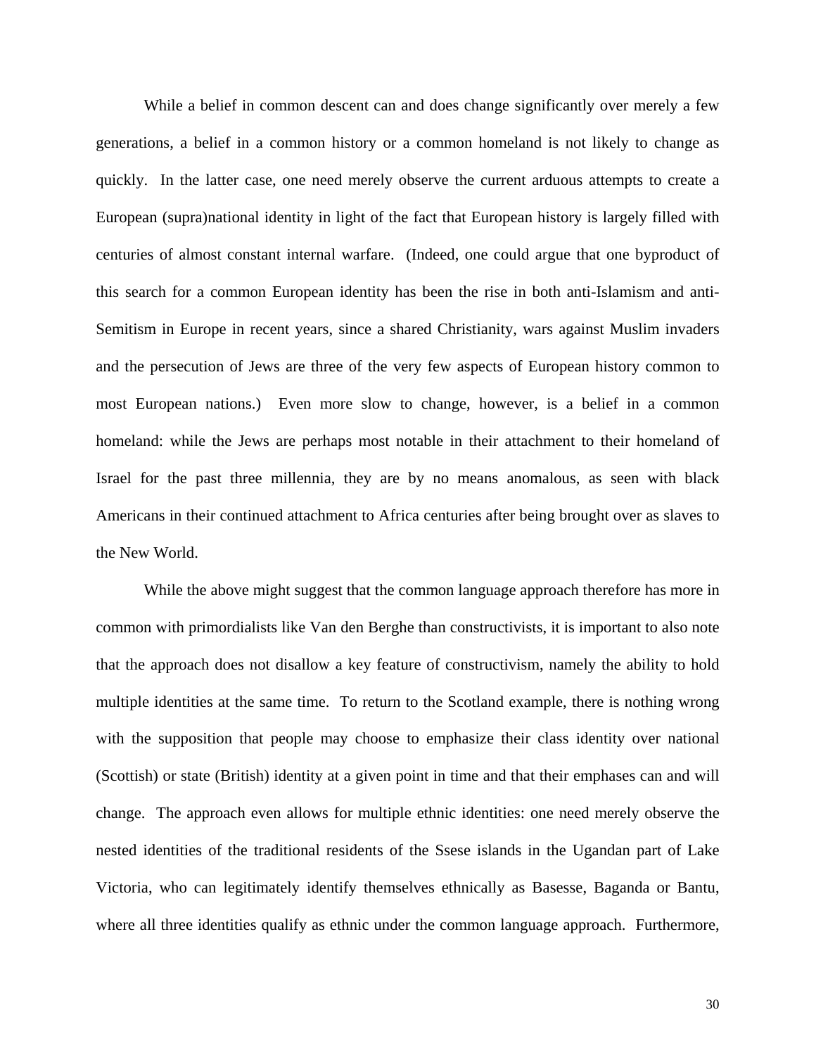While a belief in common descent can and does change significantly over merely a few generations, a belief in a common history or a common homeland is not likely to change as quickly. In the latter case, one need merely observe the current arduous attempts to create a European (supra)national identity in light of the fact that European history is largely filled with centuries of almost constant internal warfare. (Indeed, one could argue that one byproduct of this search for a common European identity has been the rise in both anti-Islamism and anti-Semitism in Europe in recent years, since a shared Christianity, wars against Muslim invaders and the persecution of Jews are three of the very few aspects of European history common to most European nations.) Even more slow to change, however, is a belief in a common homeland: while the Jews are perhaps most notable in their attachment to their homeland of Israel for the past three millennia, they are by no means anomalous, as seen with black Americans in their continued attachment to Africa centuries after being brought over as slaves to the New World.

While the above might suggest that the common language approach therefore has more in common with primordialists like Van den Berghe than constructivists, it is important to also note that the approach does not disallow a key feature of constructivism, namely the ability to hold multiple identities at the same time. To return to the Scotland example, there is nothing wrong with the supposition that people may choose to emphasize their class identity over national (Scottish) or state (British) identity at a given point in time and that their emphases can and will change. The approach even allows for multiple ethnic identities: one need merely observe the nested identities of the traditional residents of the Ssese islands in the Ugandan part of Lake Victoria, who can legitimately identify themselves ethnically as Basesse, Baganda or Bantu, where all three identities qualify as ethnic under the common language approach. Furthermore,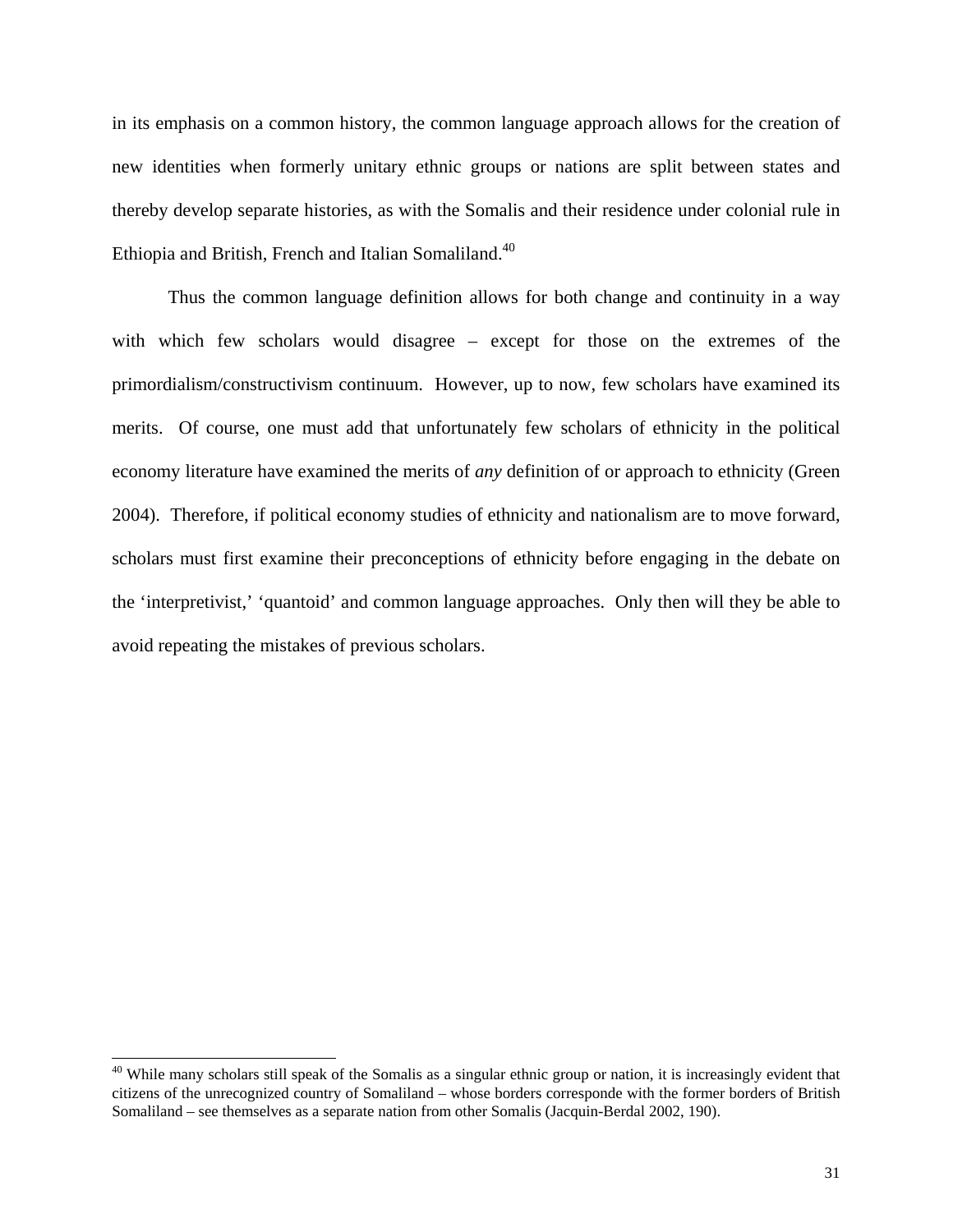in its emphasis on a common history, the common language approach allows for the creation of new identities when formerly unitary ethnic groups or nations are split between states and thereby develop separate histories, as with the Somalis and their residence under colonial rule in Ethiopia and British, French and Italian Somaliland.[40]

Thus the common language definition allows for both change and continuity in a way with which few scholars would disagree – except for those on the extremes of the primordialism/constructivism continuum. However, up to now, few scholars have examined its merits. Of course, one must add that unfortunately few scholars of ethnicity in the political economy literature have examined the merits of *any* definition of or approach to ethnicity (Green 2004). Therefore, if political economy studies of ethnicity and nationalism are to move forward, scholars must first examine their preconceptions of ethnicity before engaging in the debate on the 'interpretivist,' 'quantoid' and common language approaches. Only then will they be able to avoid repeating the mistakes of previous scholars.

---

[40] While many scholars still speak of the Somalis as a singular ethnic group or nation, it is increasingly evident that citizens of the unrecognized country of Somaliland – whose borders corresponde with the former borders of British Somaliland – see themselves as a separate nation from other Somalis (Jacquin-Berdal 2002, 190).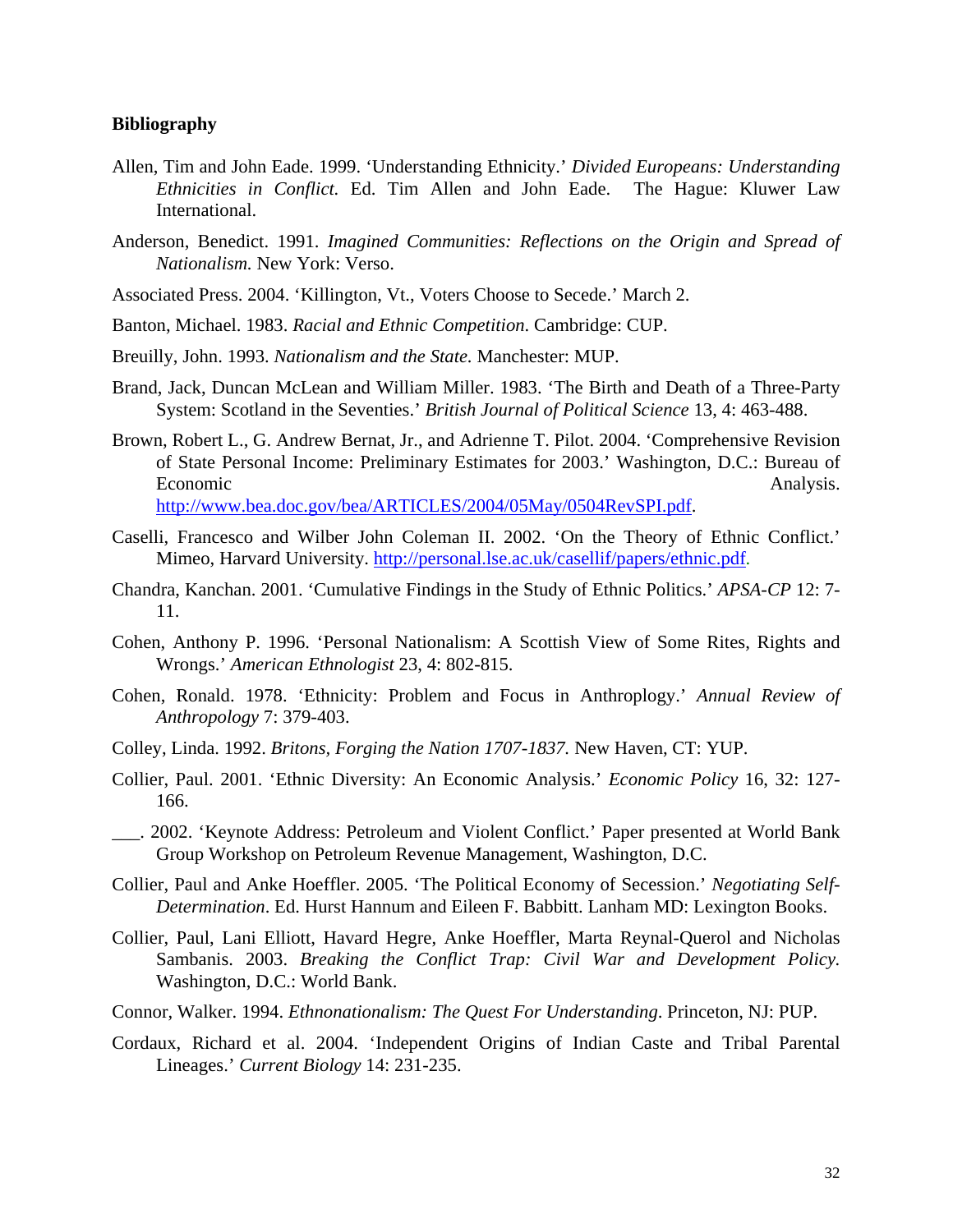**Bibliography**

Allen, Tim and John Eade. 1999. 'Understanding Ethnicity.' *Divided Europeans: Understanding Ethnicities in Conflict.* Ed. Tim Allen and John Eade. The Hague: Kluwer Law International.

Anderson, Benedict. 1991. *Imagined Communities: Reflections on the Origin and Spread of Nationalism.* New York: Verso.

Associated Press. 2004. 'Killington, Vt., Voters Choose to Secede.' March 2.

Banton, Michael. 1983. *Racial and Ethnic Competition*. Cambridge: CUP.

Breuilly, John. 1993. *Nationalism and the State.* Manchester: MUP.

Brand, Jack, Duncan McLean and William Miller. 1983. 'The Birth and Death of a Three-Party System: Scotland in the Seventies.' *British Journal of Political Science* 13, 4: 463-488.

Brown, Robert L., G. Andrew Bernat, Jr., and Adrienne T. Pilot. 2004. 'Comprehensive Revision of State Personal Income: Preliminary Estimates for 2003.' Washington, D.C.: Bureau of Economic Analysis. http://www.bea.doc.gov/bea/ARTICLES/2004/05May/0504RevSPI.pdf.

Caselli, Francesco and Wilber John Coleman II. 2002. 'On the Theory of Ethnic Conflict.' Mimeo, Harvard University. http://personal.lse.ac.uk/casellif/papers/ethnic.pdf.

Chandra, Kanchan. 2001. 'Cumulative Findings in the Study of Ethnic Politics.' *APSA-CP* 12: 7-11.

Cohen, Anthony P. 1996. 'Personal Nationalism: A Scottish View of Some Rites, Rights and Wrongs.' *American Ethnologist* 23, 4: 802-815.

Cohen, Ronald. 1978. 'Ethnicity: Problem and Focus in Anthroplogy.' *Annual Review of Anthropology* 7: 379-403.

Colley, Linda. 1992. *Britons, Forging the Nation 1707-1837.* New Haven, CT: YUP.

Collier, Paul. 2001. 'Ethnic Diversity: An Economic Analysis.' *Economic Policy* 16, 32: 127-166.

___. 2002. 'Keynote Address: Petroleum and Violent Conflict.' Paper presented at World Bank Group Workshop on Petroleum Revenue Management, Washington, D.C.

Collier, Paul and Anke Hoeffler. 2005. 'The Political Economy of Secession.' *Negotiating Self-Determination*. Ed. Hurst Hannum and Eileen F. Babbitt. Lanham MD: Lexington Books.

Collier, Paul, Lani Elliott, Havard Hegre, Anke Hoeffler, Marta Reynal-Querol and Nicholas Sambanis. 2003. *Breaking the Conflict Trap: Civil War and Development Policy.* Washington, D.C.: World Bank.

Connor, Walker. 1994. *Ethnonationalism: The Quest For Understanding*. Princeton, NJ: PUP.

Cordaux, Richard et al. 2004. 'Independent Origins of Indian Caste and Tribal Parental Lineages.' *Current Biology* 14: 231-235.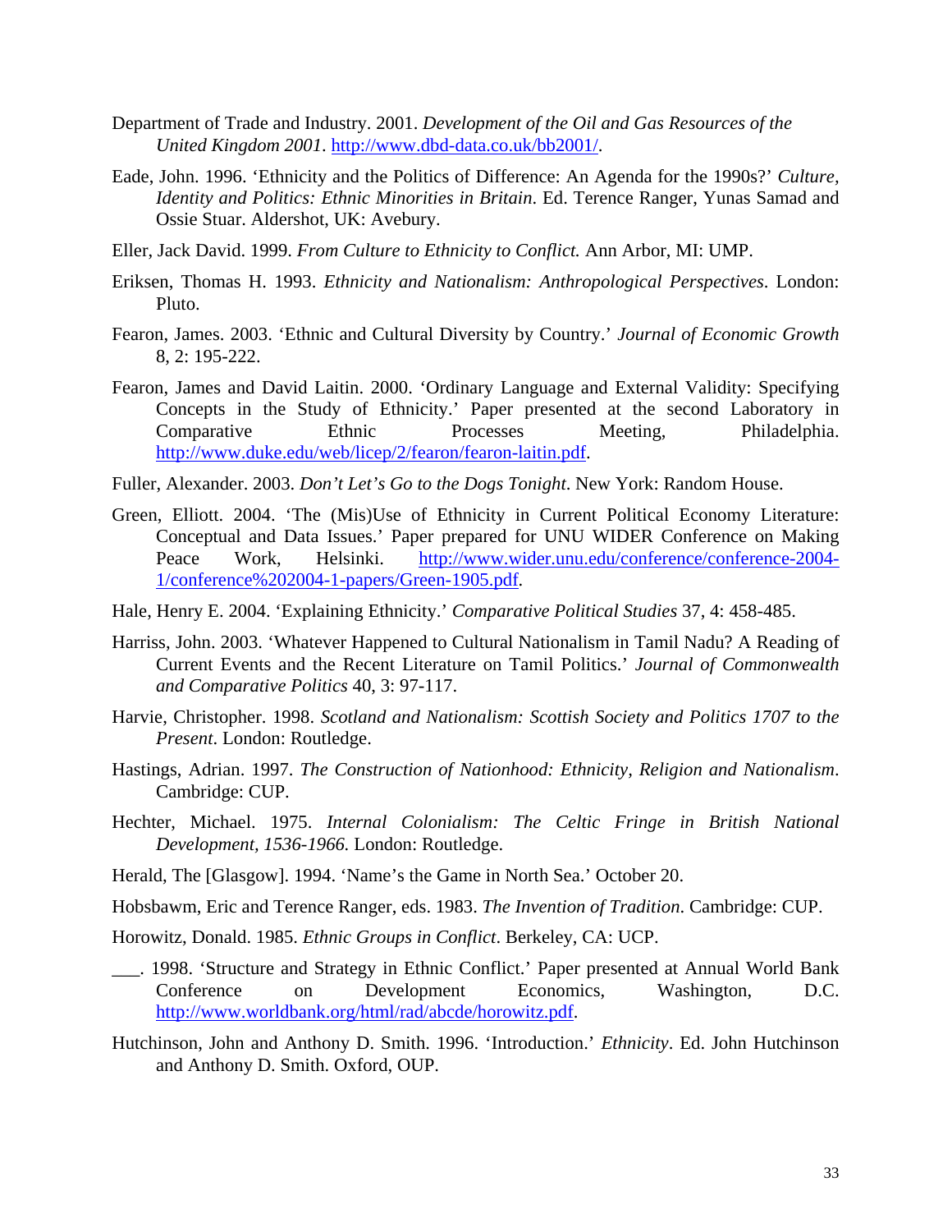Department of Trade and Industry. 2001. *Development of the Oil and Gas Resources of the United Kingdom 2001*. http://www.dbd-data.co.uk/bb2001/.

Eade, John. 1996. 'Ethnicity and the Politics of Difference: An Agenda for the 1990s?' *Culture, Identity and Politics: Ethnic Minorities in Britain*. Ed. Terence Ranger, Yunas Samad and Ossie Stuar. Aldershot, UK: Avebury.

Eller, Jack David. 1999. *From Culture to Ethnicity to Conflict.* Ann Arbor, MI: UMP.

Eriksen, Thomas H. 1993. *Ethnicity and Nationalism: Anthropological Perspectives*. London: Pluto.

Fearon, James. 2003. 'Ethnic and Cultural Diversity by Country.' *Journal of Economic Growth* 8, 2: 195-222.

Fearon, James and David Laitin. 2000. 'Ordinary Language and External Validity: Specifying Concepts in the Study of Ethnicity.' Paper presented at the second Laboratory in Comparative Ethnic Processes Meeting, Philadelphia. http://www.duke.edu/web/licep/2/fearon/fearon-laitin.pdf.

Fuller, Alexander. 2003. *Don't Let's Go to the Dogs Tonight*. New York: Random House.

Green, Elliott. 2004. 'The (Mis)Use of Ethnicity in Current Political Economy Literature: Conceptual and Data Issues.' Paper prepared for UNU WIDER Conference on Making Peace Work, Helsinki. http://www.wider.unu.edu/conference/conference-2004-1/conference%202004-1-papers/Green-1905.pdf.

Hale, Henry E. 2004. 'Explaining Ethnicity.' *Comparative Political Studies* 37, 4: 458-485.

Harriss, John. 2003. 'Whatever Happened to Cultural Nationalism in Tamil Nadu? A Reading of Current Events and the Recent Literature on Tamil Politics.' *Journal of Commonwealth and Comparative Politics* 40, 3: 97-117.

Harvie, Christopher. 1998. *Scotland and Nationalism: Scottish Society and Politics 1707 to the Present*. London: Routledge.

Hastings, Adrian. 1997. *The Construction of Nationhood: Ethnicity, Religion and Nationalism*. Cambridge: CUP.

Hechter, Michael. 1975. *Internal Colonialism: The Celtic Fringe in British National Development, 1536-1966.* London: Routledge.

Herald, The [Glasgow]. 1994. 'Name's the Game in North Sea.' October 20.

Hobsbawm, Eric and Terence Ranger, eds. 1983. *The Invention of Tradition*. Cambridge: CUP.

Horowitz, Donald. 1985. *Ethnic Groups in Conflict*. Berkeley, CA: UCP.

___. 1998. 'Structure and Strategy in Ethnic Conflict.' Paper presented at Annual World Bank Conference on Development Economics, Washington, D.C. http://www.worldbank.org/html/rad/abcde/horowitz.pdf.

Hutchinson, John and Anthony D. Smith. 1996. 'Introduction.' *Ethnicity*. Ed. John Hutchinson and Anthony D. Smith. Oxford, OUP.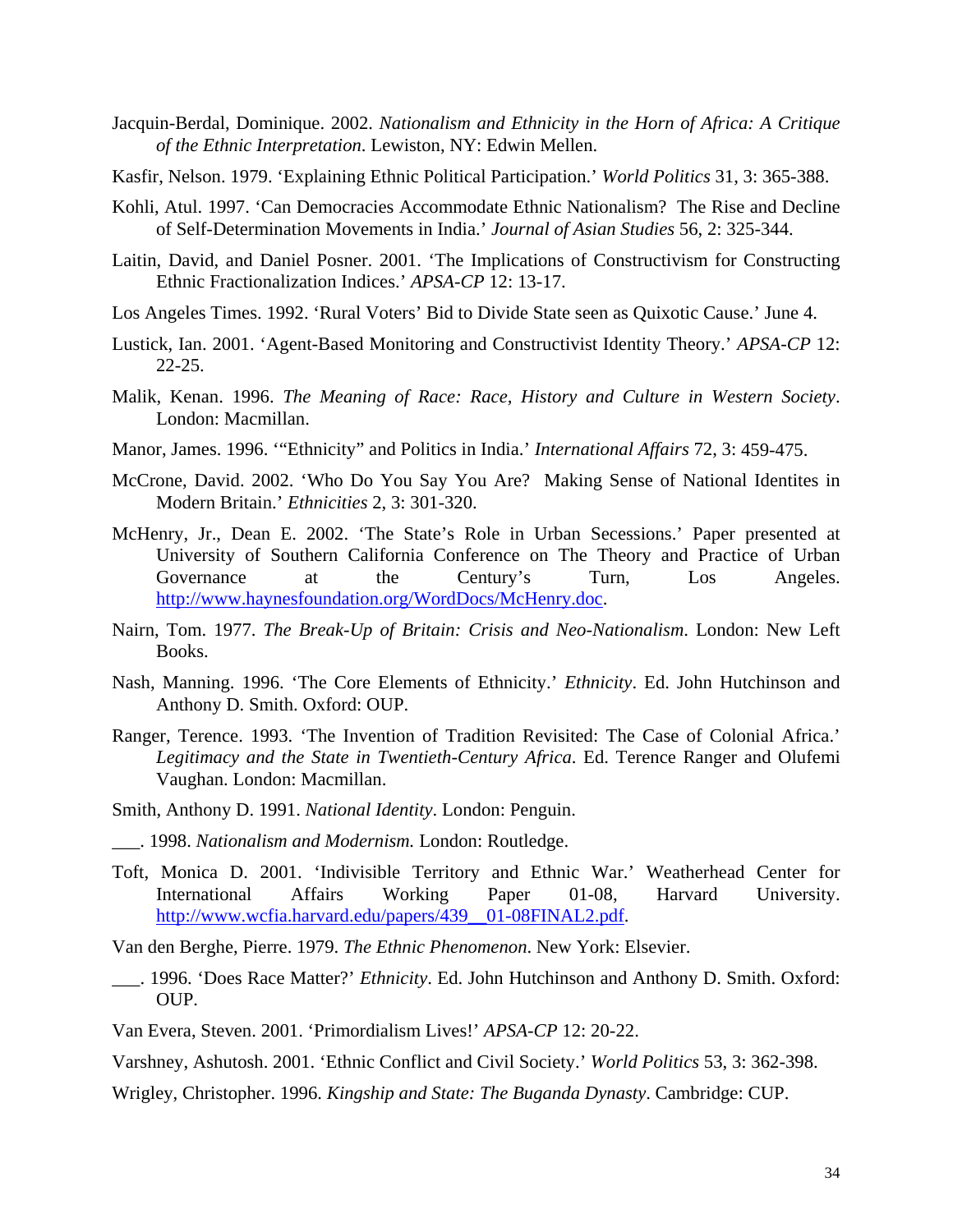Jacquin-Berdal, Dominique. 2002. *Nationalism and Ethnicity in the Horn of Africa: A Critique of the Ethnic Interpretation*. Lewiston, NY: Edwin Mellen.

Kasfir, Nelson. 1979. 'Explaining Ethnic Political Participation.' *World Politics* 31, 3: 365-388.

Kohli, Atul. 1997. 'Can Democracies Accommodate Ethnic Nationalism? The Rise and Decline of Self-Determination Movements in India.' *Journal of Asian Studies* 56, 2: 325-344.

Laitin, David, and Daniel Posner. 2001. 'The Implications of Constructivism for Constructing Ethnic Fractionalization Indices.' *APSA-CP* 12: 13-17.

Los Angeles Times. 1992. 'Rural Voters' Bid to Divide State seen as Quixotic Cause.' June 4.

Lustick, Ian. 2001. 'Agent-Based Monitoring and Constructivist Identity Theory.' *APSA-CP* 12: 22-25.

Malik, Kenan. 1996. *The Meaning of Race: Race, History and Culture in Western Society*. London: Macmillan.

Manor, James. 1996. '"Ethnicity" and Politics in India.' *International Affairs* 72, 3: 459-475.

McCrone, David. 2002. 'Who Do You Say You Are? Making Sense of National Identites in Modern Britain.' *Ethnicities* 2, 3: 301-320.

McHenry, Jr., Dean E. 2002. 'The State's Role in Urban Secessions.' Paper presented at University of Southern California Conference on The Theory and Practice of Urban Governance at the Century's Turn, Los Angeles. http://www.haynesfoundation.org/WordDocs/McHenry.doc.

Nairn, Tom. 1977. *The Break-Up of Britain: Crisis and Neo-Nationalism*. London: New Left Books.

Nash, Manning. 1996. 'The Core Elements of Ethnicity.' *Ethnicity*. Ed. John Hutchinson and Anthony D. Smith. Oxford: OUP.

Ranger, Terence. 1993. 'The Invention of Tradition Revisited: The Case of Colonial Africa.' *Legitimacy and the State in Twentieth-Century Africa*. Ed. Terence Ranger and Olufemi Vaughan. London: Macmillan.

Smith, Anthony D. 1991. *National Identity*. London: Penguin.

___. 1998. *Nationalism and Modernism.* London: Routledge.

Toft, Monica D. 2001. 'Indivisible Territory and Ethnic War.' Weatherhead Center for International Affairs Working Paper 01-08, Harvard University. http://www.wcfia.harvard.edu/papers/439__01-08FINAL2.pdf.

Van den Berghe, Pierre. 1979. *The Ethnic Phenomenon*. New York: Elsevier.

___. 1996. 'Does Race Matter?' *Ethnicity*. Ed. John Hutchinson and Anthony D. Smith. Oxford: OUP.

Van Evera, Steven. 2001. 'Primordialism Lives!' *APSA-CP* 12: 20-22.

Varshney, Ashutosh. 2001. 'Ethnic Conflict and Civil Society.' *World Politics* 53, 3: 362-398.

Wrigley, Christopher. 1996. *Kingship and State: The Buganda Dynasty*. Cambridge: CUP.